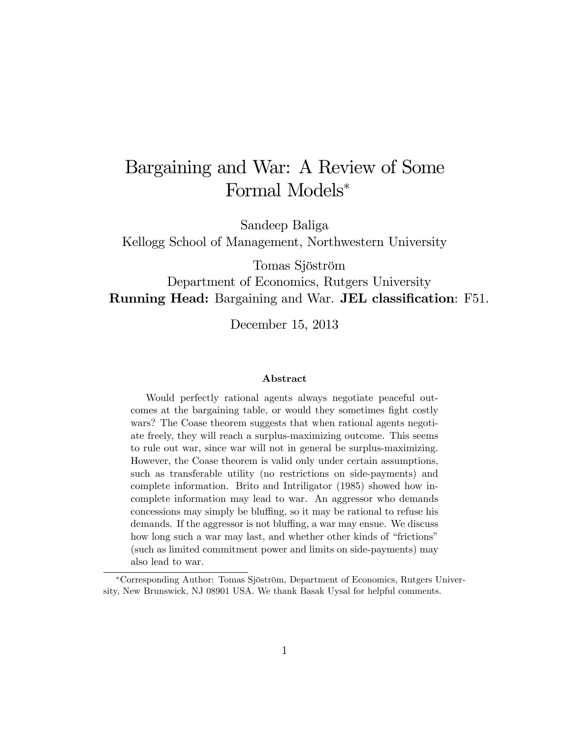# Bargaining and War: A Review of Some Formal Models*

Sandeep Baliga
Kellogg School of Management, Northwestern University

Tomas Sjöström
Department of Economics, Rutgers University

**Running Head:** Bargaining and War. **JEL classification**: F51.

December 15, 2013

### Abstract

Would perfectly rational agents always negotiate peaceful outcomes at the bargaining table, or would they sometimes fight costly wars? The Coase theorem suggests that when rational agents negotiate freely, they will reach a surplus-maximizing outcome. This seems to rule out war, since war will not in general be surplus-maximizing. However, the Coase theorem is valid only under certain assumptions, such as transferable utility (no restrictions on side-payments) and complete information. Brito and Intriligator (1985) showed how incomplete information may lead to war. An aggressor who demands concessions may simply be bluffing, so it may be rational to refuse his demands. If the aggressor is not bluffing, a war may ensue. We discuss how long such a war may last, and whether other kinds of "frictions" (such as limited commitment power and limits on side-payments) may also lead to war.

*Corresponding Author: Tomas Sjöström, Department of Economics, Rutgers University, New Brunswick, NJ 08901 USA. We thank Basak Uysal for helpful comments.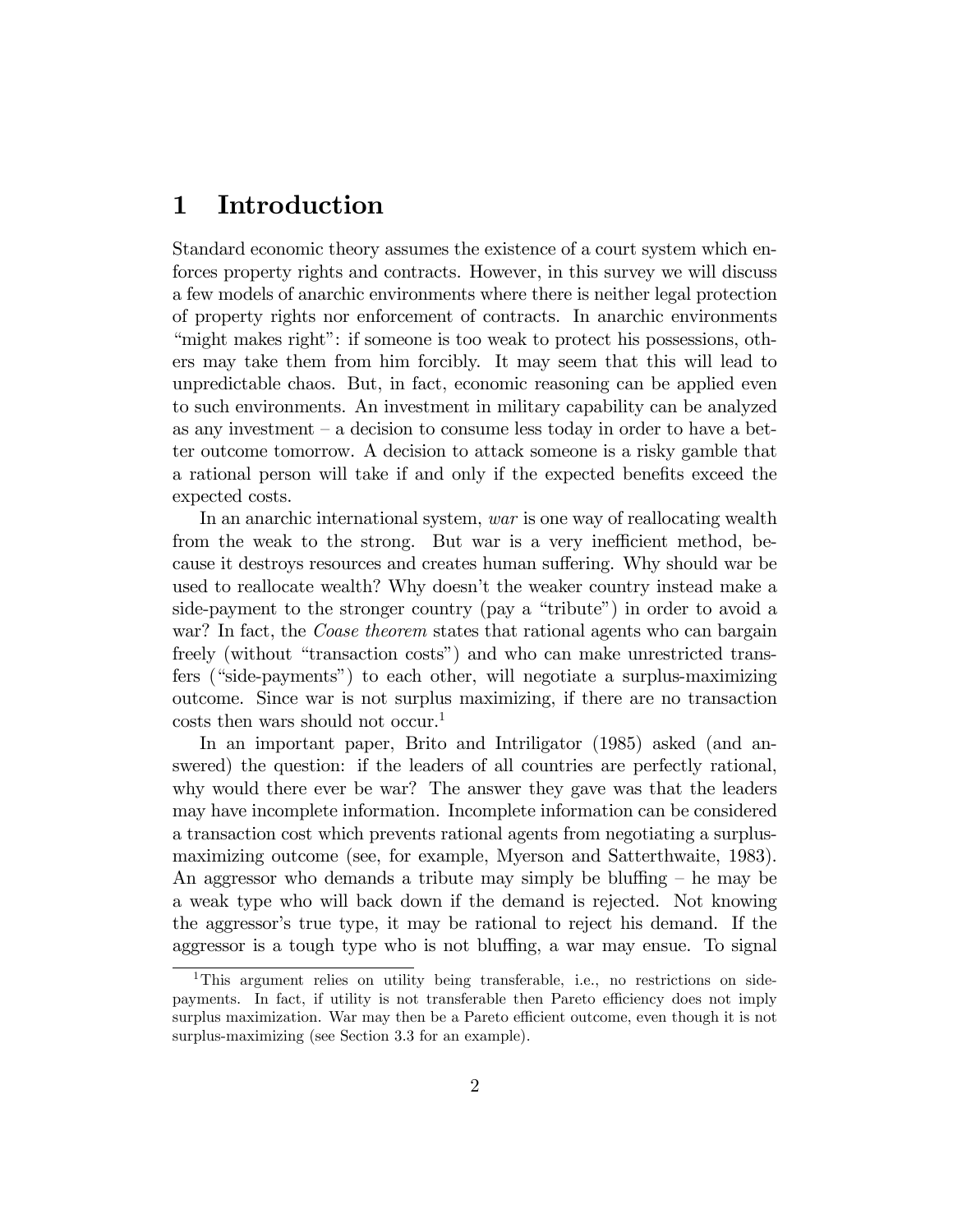# 1 Introduction

Standard economic theory assumes the existence of a court system which enforces property rights and contracts. However, in this survey we will discuss a few models of anarchic environments where there is neither legal protection of property rights nor enforcement of contracts. In anarchic environments "might makes right": if someone is too weak to protect his possessions, others may take them from him forcibly. It may seem that this will lead to unpredictable chaos. But, in fact, economic reasoning can be applied even to such environments. An investment in military capability can be analyzed as any investment – a decision to consume less today in order to have a better outcome tomorrow. A decision to attack someone is a risky gamble that a rational person will take if and only if the expected benefits exceed the expected costs.

In an anarchic international system, *war* is one way of reallocating wealth from the weak to the strong. But war is a very inefficient method, because it destroys resources and creates human suffering. Why should war be used to reallocate wealth? Why doesn't the weaker country instead make a side-payment to the stronger country (pay a "tribute") in order to avoid a war? In fact, the *Coase theorem* states that rational agents who can bargain freely (without "transaction costs") and who can make unrestricted transfers ("side-payments") to each other, will negotiate a surplus-maximizing outcome. Since war is not surplus maximizing, if there are no transaction costs then wars should not occur.[1]

In an important paper, Brito and Intriligator (1985) asked (and answered) the question: if the leaders of all countries are perfectly rational, why would there ever be war? The answer they gave was that the leaders may have incomplete information. Incomplete information can be considered a transaction cost which prevents rational agents from negotiating a surplus-maximizing outcome (see, for example, Myerson and Satterthwaite, 1983). An aggressor who demands a tribute may simply be bluffing – he may be a weak type who will back down if the demand is rejected. Not knowing the aggressor's true type, it may be rational to reject his demand. If the aggressor is a tough type who is not bluffing, a war may ensue. To signal

[1] This argument relies on utility being transferable, i.e., no restrictions on side-payments. In fact, if utility is not transferable then Pareto efficiency does not imply surplus maximization. War may then be a Pareto efficient outcome, even though it is not surplus-maximizing (see Section 3.3 for an example).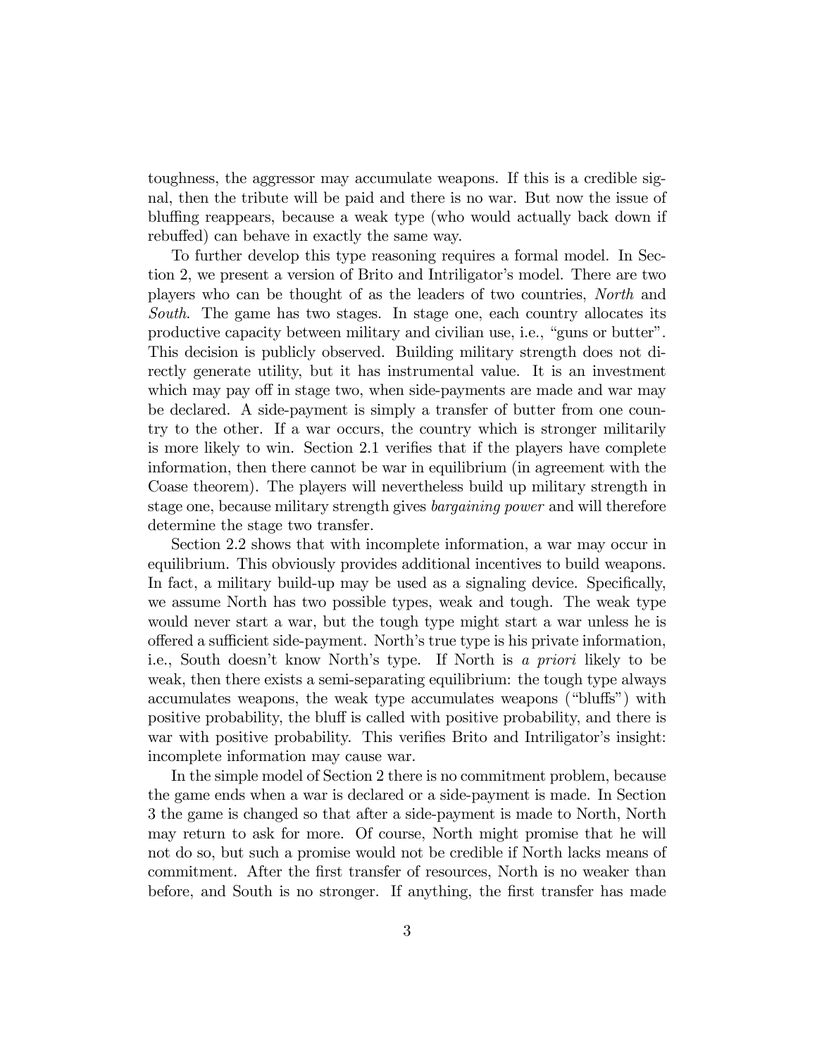toughness, the aggressor may accumulate weapons. If this is a credible signal, then the tribute will be paid and there is no war. But now the issue of bluffing reappears, because a weak type (who would actually back down if rebuffed) can behave in exactly the same way.

To further develop this type reasoning requires a formal model. In Section 2, we present a version of Brito and Intriligator's model. There are two players who can be thought of as the leaders of two countries, *North* and *South*. The game has two stages. In stage one, each country allocates its productive capacity between military and civilian use, i.e., "guns or butter". This decision is publicly observed. Building military strength does not directly generate utility, but it has instrumental value. It is an investment which may pay off in stage two, when side-payments are made and war may be declared. A side-payment is simply a transfer of butter from one country to the other. If a war occurs, the country which is stronger militarily is more likely to win. Section 2.1 verifies that if the players have complete information, then there cannot be war in equilibrium (in agreement with the Coase theorem). The players will nevertheless build up military strength in stage one, because military strength gives *bargaining power* and will therefore determine the stage two transfer.

Section 2.2 shows that with incomplete information, a war may occur in equilibrium. This obviously provides additional incentives to build weapons. In fact, a military build-up may be used as a signaling device. Specifically, we assume North has two possible types, weak and tough. The weak type would never start a war, but the tough type might start a war unless he is offered a sufficient side-payment. North's true type is his private information, i.e., South doesn't know North's type. If North is *a priori* likely to be weak, then there exists a semi-separating equilibrium: the tough type always accumulates weapons, the weak type accumulates weapons ("bluffs") with positive probability, the bluff is called with positive probability, and there is war with positive probability. This verifies Brito and Intriligator's insight: incomplete information may cause war.

In the simple model of Section 2 there is no commitment problem, because the game ends when a war is declared or a side-payment is made. In Section 3 the game is changed so that after a side-payment is made to North, North may return to ask for more. Of course, North might promise that he will not do so, but such a promise would not be credible if North lacks means of commitment. After the first transfer of resources, North is no weaker than before, and South is no stronger. If anything, the first transfer has made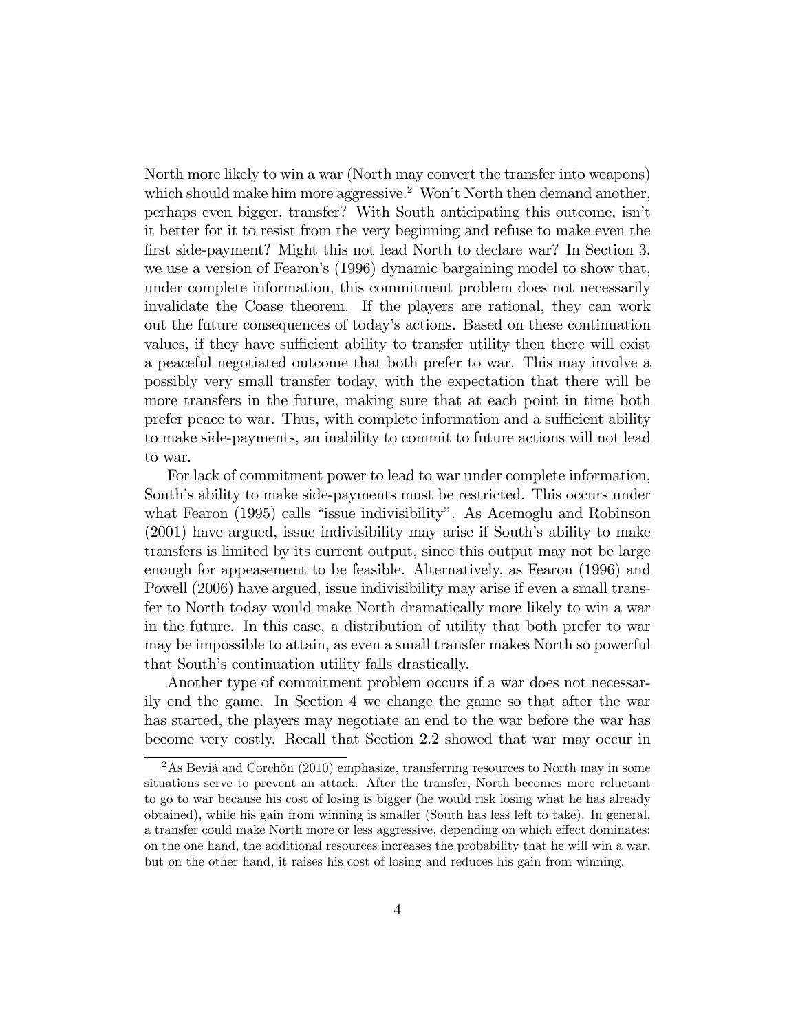North more likely to win a war (North may convert the transfer into weapons) which should make him more aggressive.[2] Won't North then demand another, perhaps even bigger, transfer? With South anticipating this outcome, isn't it better for it to resist from the very beginning and refuse to make even the first side-payment? Might this not lead North to declare war? In Section 3, we use a version of Fearon's (1996) dynamic bargaining model to show that, under complete information, this commitment problem does not necessarily invalidate the Coase theorem. If the players are rational, they can work out the future consequences of today's actions. Based on these continuation values, if they have sufficient ability to transfer utility then there will exist a peaceful negotiated outcome that both prefer to war. This may involve a possibly very small transfer today, with the expectation that there will be more transfers in the future, making sure that at each point in time both prefer peace to war. Thus, with complete information and a sufficient ability to make side-payments, an inability to commit to future actions will not lead to war.

For lack of commitment power to lead to war under complete information, South's ability to make side-payments must be restricted. This occurs under what Fearon (1995) calls "issue indivisibility". As Acemoglu and Robinson (2001) have argued, issue indivisibility may arise if South's ability to make transfers is limited by its current output, since this output may not be large enough for appeasement to be feasible. Alternatively, as Fearon (1996) and Powell (2006) have argued, issue indivisibility may arise if even a small transfer to North today would make North dramatically more likely to win a war in the future. In this case, a distribution of utility that both prefer to war may be impossible to attain, as even a small transfer makes North so powerful that South's continuation utility falls drastically.

Another type of commitment problem occurs if a war does not necessarily end the game. In Section 4 we change the game so that after the war has started, the players may negotiate an end to the war before the war has become very costly. Recall that Section 2.2 showed that war may occur in

[2] As Beviá and Corchón (2010) emphasize, transferring resources to North may in some situations serve to prevent an attack. After the transfer, North becomes more reluctant to go to war because his cost of losing is bigger (he would risk losing what he has already obtained), while his gain from winning is smaller (South has less left to take). In general, a transfer could make North more or less aggressive, depending on which effect dominates: on the one hand, the additional resources increases the probability that he will win a war, but on the other hand, it raises his cost of losing and reduces his gain from winning.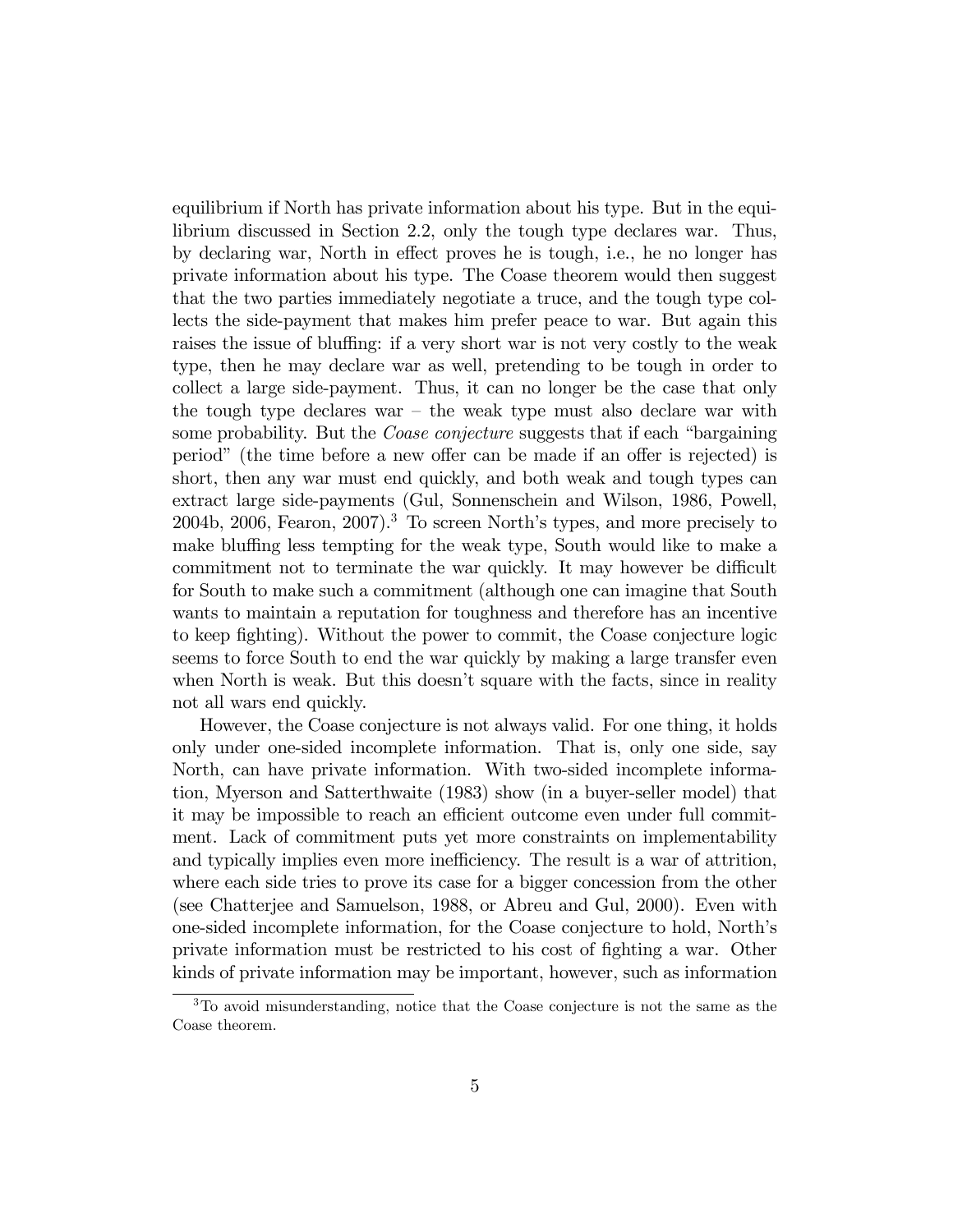equilibrium if North has private information about his type. But in the equilibrium discussed in Section 2.2, only the tough type declares war. Thus, by declaring war, North in effect proves he is tough, i.e., he no longer has private information about his type. The Coase theorem would then suggest that the two parties immediately negotiate a truce, and the tough type collects the side-payment that makes him prefer peace to war. But again this raises the issue of bluffing: if a very short war is not very costly to the weak type, then he may declare war as well, pretending to be tough in order to collect a large side-payment. Thus, it can no longer be the case that only the tough type declares war – the weak type must also declare war with some probability. But the *Coase conjecture* suggests that if each "bargaining period" (the time before a new offer can be made if an offer is rejected) is short, then any war must end quickly, and both weak and tough types can extract large side-payments (Gul, Sonnenschein and Wilson, 1986, Powell, 2004b, 2006, Fearon, 2007).[3] To screen North's types, and more precisely to make bluffing less tempting for the weak type, South would like to make a commitment not to terminate the war quickly. It may however be difficult for South to make such a commitment (although one can imagine that South wants to maintain a reputation for toughness and therefore has an incentive to keep fighting). Without the power to commit, the Coase conjecture logic seems to force South to end the war quickly by making a large transfer even when North is weak. But this doesn't square with the facts, since in reality not all wars end quickly.

However, the Coase conjecture is not always valid. For one thing, it holds only under one-sided incomplete information. That is, only one side, say North, can have private information. With two-sided incomplete information, Myerson and Satterthwaite (1983) show (in a buyer-seller model) that it may be impossible to reach an efficient outcome even under full commitment. Lack of commitment puts yet more constraints on implementability and typically implies even more inefficiency. The result is a war of attrition, where each side tries to prove its case for a bigger concession from the other (see Chatterjee and Samuelson, 1988, or Abreu and Gul, 2000). Even with one-sided incomplete information, for the Coase conjecture to hold, North's private information must be restricted to his cost of fighting a war. Other kinds of private information may be important, however, such as information

[3] To avoid misunderstanding, notice that the Coase conjecture is not the same as the Coase theorem.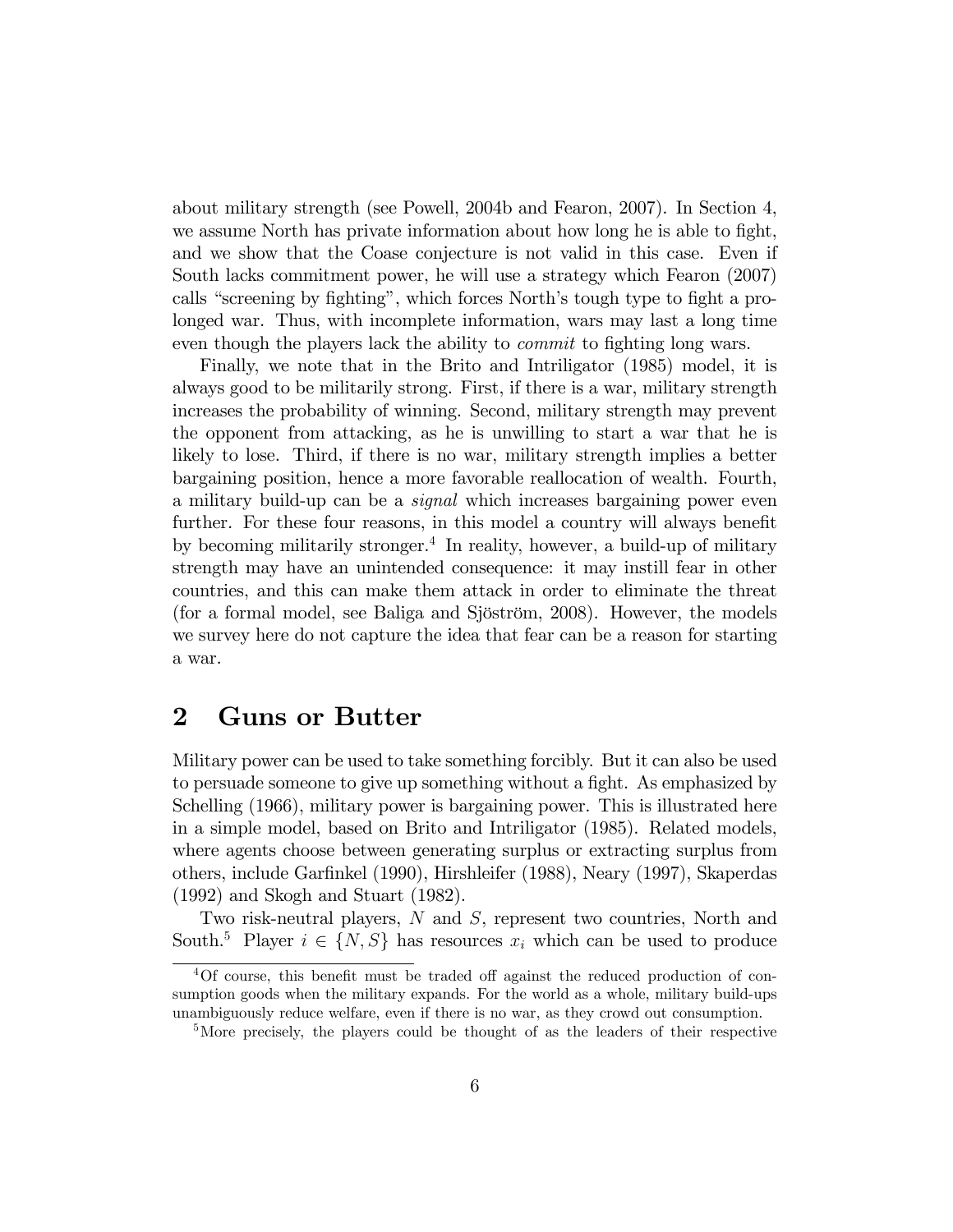about military strength (see Powell, 2004b and Fearon, 2007). In Section 4, we assume North has private information about how long he is able to fight, and we show that the Coase conjecture is not valid in this case. Even if South lacks commitment power, he will use a strategy which Fearon (2007) calls "screening by fighting", which forces North's tough type to fight a prolonged war. Thus, with incomplete information, wars may last a long time even though the players lack the ability to *commit* to fighting long wars.

Finally, we note that in the Brito and Intriligator (1985) model, it is always good to be militarily strong. First, if there is a war, military strength increases the probability of winning. Second, military strength may prevent the opponent from attacking, as he is unwilling to start a war that he is likely to lose. Third, if there is no war, military strength implies a better bargaining position, hence a more favorable reallocation of wealth. Fourth, a military build-up can be a *signal* which increases bargaining power even further. For these four reasons, in this model a country will always benefit by becoming militarily stronger.[4] In reality, however, a build-up of military strength may have an unintended consequence: it may instill fear in other countries, and this can make them attack in order to eliminate the threat (for a formal model, see Baliga and Sjöström, 2008). However, the models we survey here do not capture the idea that fear can be a reason for starting a war.

# 2 Guns or Butter

Military power can be used to take something forcibly. But it can also be used to persuade someone to give up something without a fight. As emphasized by Schelling (1966), military power is bargaining power. This is illustrated here in a simple model, based on Brito and Intriligator (1985). Related models, where agents choose between generating surplus or extracting surplus from others, include Garfinkel (1990), Hirshleifer (1988), Neary (1997), Skaperdas (1992) and Skogh and Stuart (1982).

Two risk-neutral players, $N$ and $S$, represent two countries, North and South.[5] Player $i \in \{N, S\}$ has resources $x_i$ which can be used to produce

[4] Of course, this benefit must be traded off against the reduced production of consumption goods when the military expands. For the world as a whole, military build-ups unambiguously reduce welfare, even if there is no war, as they crowd out consumption.

[5] More precisely, the players could be thought of as the leaders of their respective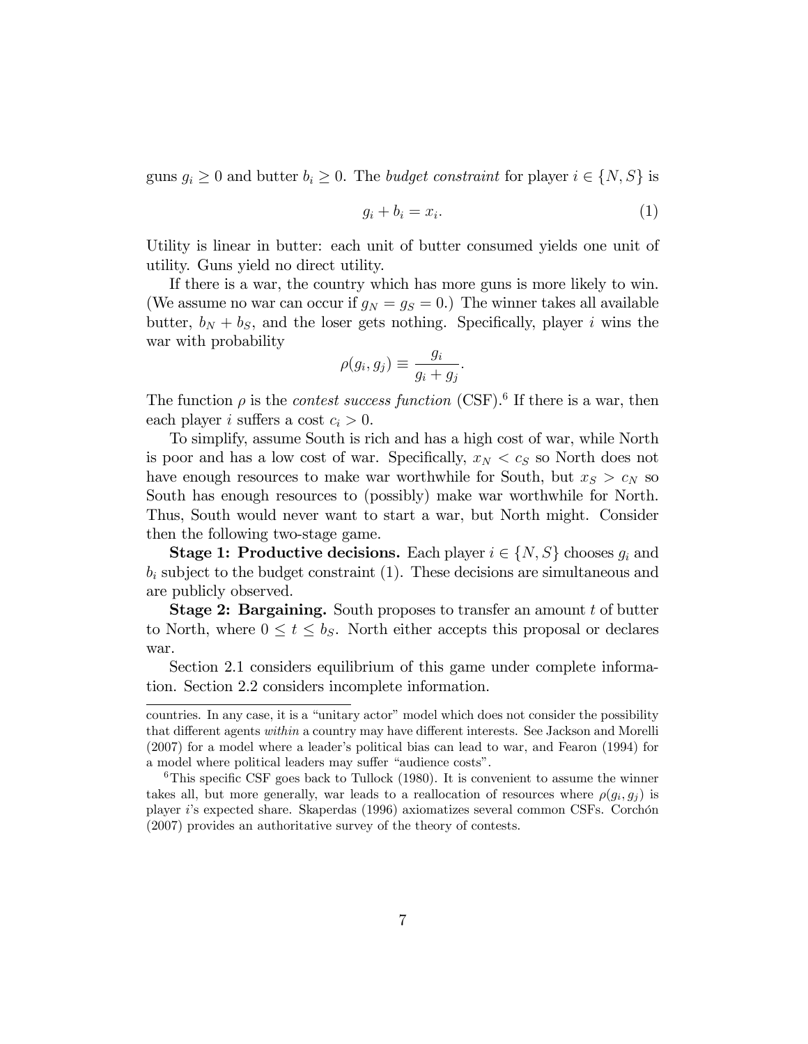guns $g_i \geq 0$ and butter $b_i \geq 0$. The *budget constraint* for player $i \in \{N, S\}$ is

$$g_i + b_i = x_i. \tag{1}$$

Utility is linear in butter: each unit of butter consumed yields one unit of utility. Guns yield no direct utility.

If there is a war, the country which has more guns is more likely to win. (We assume no war can occur if $g_N = g_S = 0$.) The winner takes all available butter, $b_N + b_S$, and the loser gets nothing. Specifically, player $i$ wins the war with probability

$$\rho(g_i, g_j) \equiv \frac{g_i}{g_i + g_j}.$$

The function $\rho$ is the *contest success function* (CSF).[6] If there is a war, then each player $i$ suffers a cost $c_i > 0$.

To simplify, assume South is rich and has a high cost of war, while North is poor and has a low cost of war. Specifically, $x_N < c_S$ so North does not have enough resources to make war worthwhile for South, but $x_S > c_N$ so South has enough resources to (possibly) make war worthwhile for North. Thus, South would never want to start a war, but North might. Consider then the following two-stage game.

**Stage 1: Productive decisions.** Each player $i \in \{N, S\}$ chooses $g_i$ and $b_i$ subject to the budget constraint (1). These decisions are simultaneous and are publicly observed.

**Stage 2: Bargaining.** South proposes to transfer an amount $t$ of butter to North, where $0 \leq t \leq b_S$. North either accepts this proposal or declares war.

Section 2.1 considers equilibrium of this game under complete information. Section 2.2 considers incomplete information.

---

countries. In any case, it is a "unitary actor" model which does not consider the possibility that different agents *within* a country may have different interests. See Jackson and Morelli (2007) for a model where a leader's political bias can lead to war, and Fearon (1994) for a model where political leaders may suffer "audience costs".

[6] This specific CSF goes back to Tullock (1980). It is convenient to assume the winner takes all, but more generally, war leads to a reallocation of resources where $\rho(g_i, g_j)$ is player $i$'s expected share. Skaperdas (1996) axiomatizes several common CSFs. Corchón (2007) provides an authoritative survey of the theory of contests.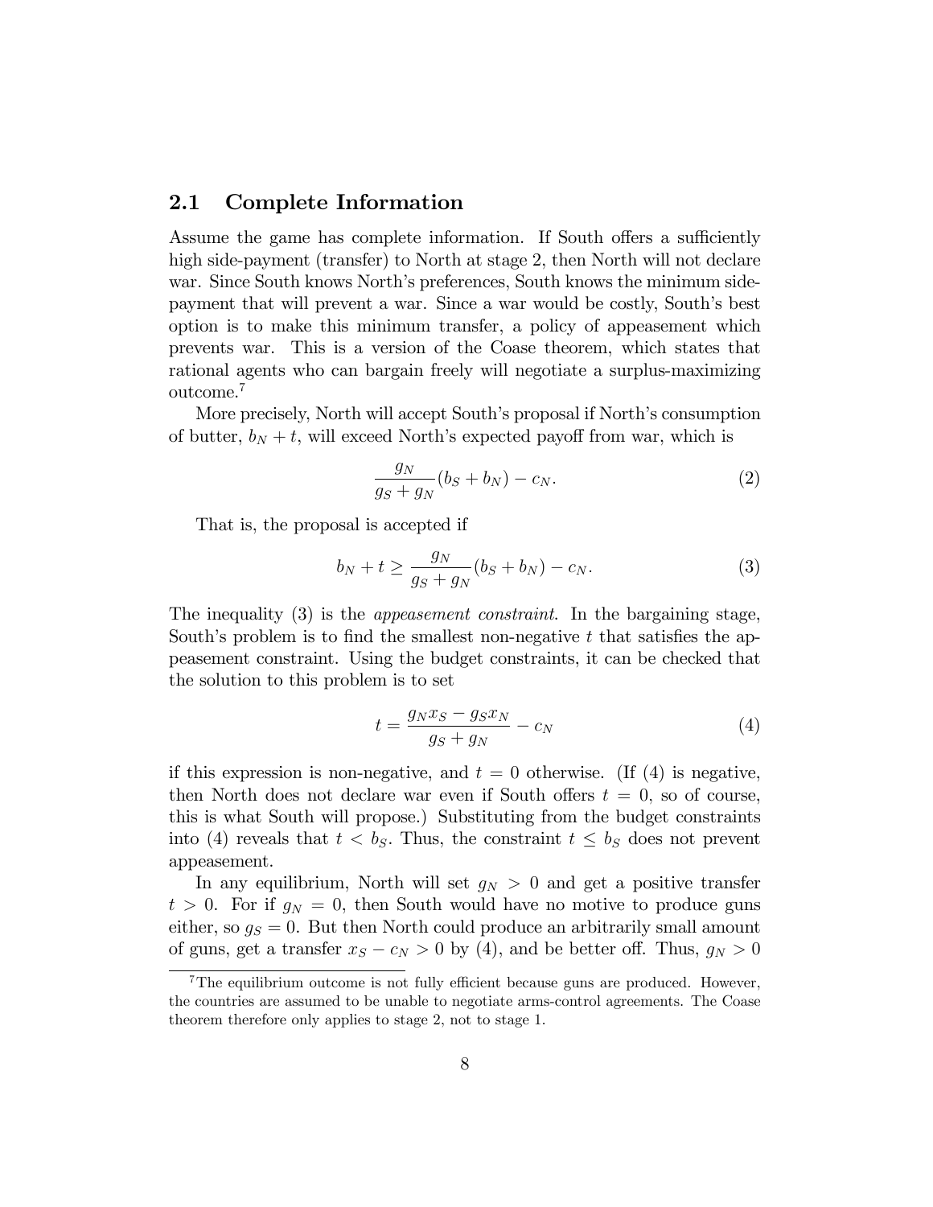## 2.1 Complete Information

Assume the game has complete information. If South offers a sufficiently high side-payment (transfer) to North at stage 2, then North will not declare war. Since South knows North's preferences, South knows the minimum side-payment that will prevent a war. Since a war would be costly, South's best option is to make this minimum transfer, a policy of appeasement which prevents war. This is a version of the Coase theorem, which states that rational agents who can bargain freely will negotiate a surplus-maximizing outcome.[7]

More precisely, North will accept South's proposal if North's consumption of butter, $b_N + t$, will exceed North's expected payoff from war, which is

$$\frac{g_N}{g_S + g_N}(b_S + b_N) - c_N. \tag{2}$$

That is, the proposal is accepted if

$$b_N + t \geq \frac{g_N}{g_S + g_N}(b_S + b_N) - c_N. \tag{3}$$

The inequality (3) is the *appeasement constraint*. In the bargaining stage, South's problem is to find the smallest non-negative $t$ that satisfies the appeasement constraint. Using the budget constraints, it can be checked that the solution to this problem is to set

$$t = \frac{g_N x_S - g_S x_N}{g_S + g_N} - c_N \tag{4}$$

if this expression is non-negative, and $t = 0$ otherwise. (If (4) is negative, then North does not declare war even if South offers $t = 0$, so of course, this is what South will propose.) Substituting from the budget constraints into (4) reveals that $t < b_S$. Thus, the constraint $t \leq b_S$ does not prevent appeasement.

In any equilibrium, North will set $g_N > 0$ and get a positive transfer $t > 0$. For if $g_N = 0$, then South would have no motive to produce guns either, so $g_S = 0$. But then North could produce an arbitrarily small amount of guns, get a transfer $x_S - c_N > 0$ by (4), and be better off. Thus, $g_N > 0$

[7] The equilibrium outcome is not fully efficient because guns are produced. However, the countries are assumed to be unable to negotiate arms-control agreements. The Coase theorem therefore only applies to stage 2, not to stage 1.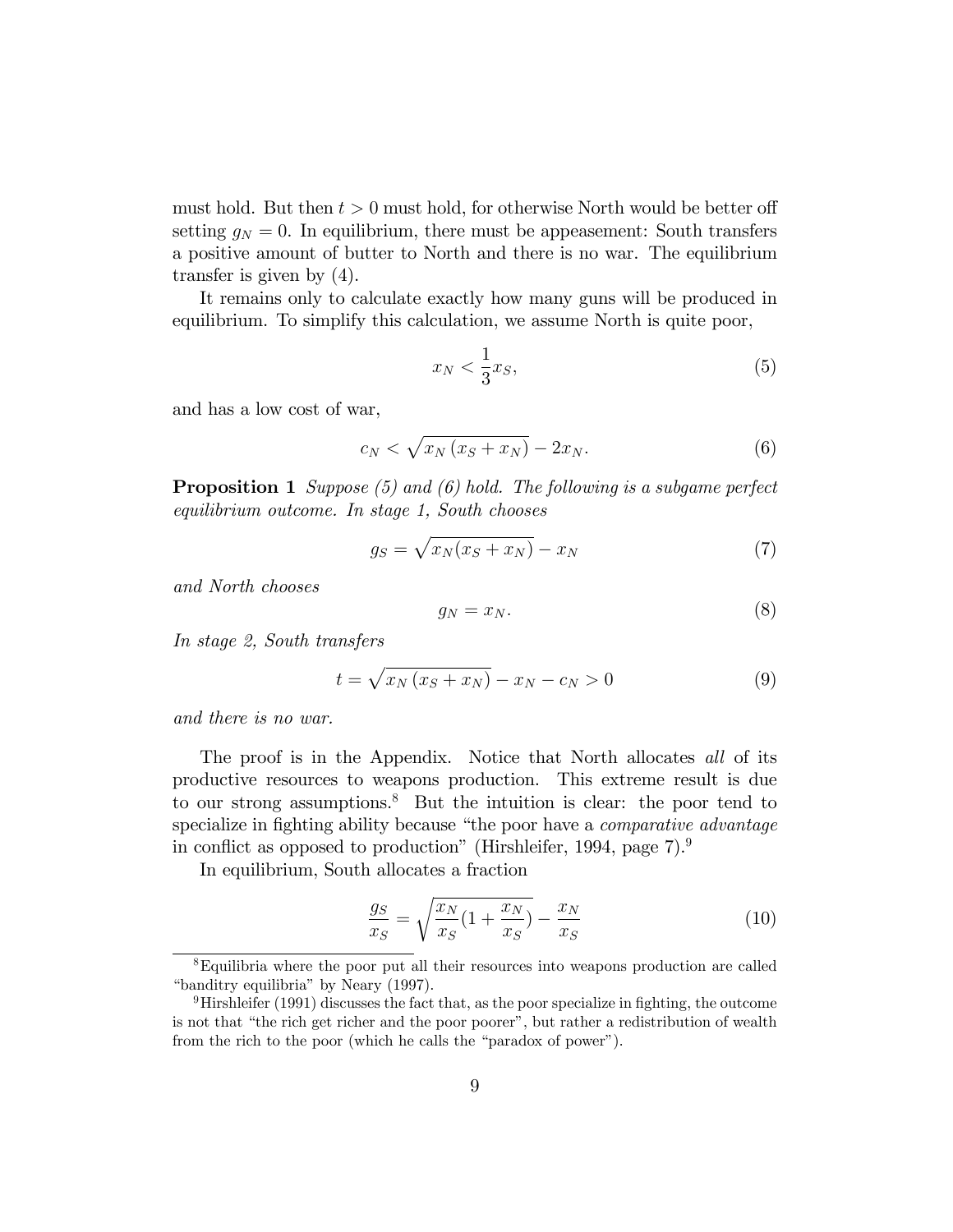must hold. But then $t > 0$ must hold, for otherwise North would be better off setting $g_N = 0$. In equilibrium, there must be appeasement: South transfers a positive amount of butter to North and there is no war. The equilibrium transfer is given by (4).

It remains only to calculate exactly how many guns will be produced in equilibrium. To simplify this calculation, we assume North is quite poor,

$$x_N < \frac{1}{3} x_S, \tag{5}$$

and has a low cost of war,

$$c_N < \sqrt{x_N \left(x_S + x_N\right)} - 2x_N. \tag{6}$$

**Proposition 1** *Suppose (5) and (6) hold. The following is a subgame perfect equilibrium outcome. In stage 1, South chooses*

$$g_S = \sqrt{x_N (x_S + x_N)} - x_N \tag{7}$$

*and North chooses*

$$g_N = x_N. \tag{8}$$

*In stage 2, South transfers*

$$t = \sqrt{x_N \left(x_S + x_N\right)} - x_N - c_N > 0 \tag{9}$$

*and there is no war.*

The proof is in the Appendix. Notice that North allocates *all* of its productive resources to weapons production. This extreme result is due to our strong assumptions.[8] But the intuition is clear: the poor tend to specialize in fighting ability because "the poor have a *comparative advantage* in conflict as opposed to production" (Hirshleifer, 1994, page 7).[9]

In equilibrium, South allocates a fraction

$$\frac{g_S}{x_S} = \sqrt{\frac{x_N}{x_S}\left(1 + \frac{x_N}{x_S}\right)} - \frac{x_N}{x_S} \tag{10}$$

---

[8] Equilibria where the poor put all their resources into weapons production are called "banditry equilibria" by Neary (1997).

[9] Hirshleifer (1991) discusses the fact that, as the poor specialize in fighting, the outcome is not that "the rich get richer and the poor poorer", but rather a redistribution of wealth from the rich to the poor (which he calls the "paradox of power").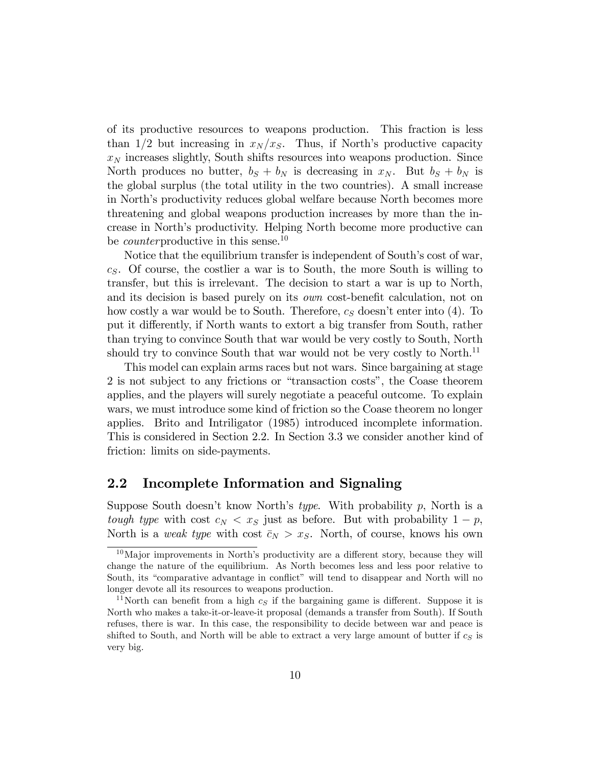of its productive resources to weapons production. This fraction is less than 1/2 but increasing in $x_N/x_S$. Thus, if North's productive capacity $x_N$ increases slightly, South shifts resources into weapons production. Since North produces no butter, $b_S + b_N$ is decreasing in $x_N$. But $b_S + b_N$ is the global surplus (the total utility in the two countries). A small increase in North's productivity reduces global welfare because North becomes more threatening and global weapons production increases by more than the increase in North's productivity. Helping North become more productive can be *counter*productive in this sense.[10]

Notice that the equilibrium transfer is independent of South's cost of war, $c_S$. Of course, the costlier a war is to South, the more South is willing to transfer, but this is irrelevant. The decision to start a war is up to North, and its decision is based purely on its *own* cost-benefit calculation, not on how costly a war would be to South. Therefore, $c_S$ doesn't enter into (4). To put it differently, if North wants to extort a big transfer from South, rather than trying to convince South that war would be very costly to South, North should try to convince South that war would not be very costly to North.[11]

This model can explain arms races but not wars. Since bargaining at stage 2 is not subject to any frictions or "transaction costs", the Coase theorem applies, and the players will surely negotiate a peaceful outcome. To explain wars, we must introduce some kind of friction so the Coase theorem no longer applies. Brito and Intriligator (1985) introduced incomplete information. This is considered in Section 2.2. In Section 3.3 we consider another kind of friction: limits on side-payments.

## 2.2 Incomplete Information and Signaling

Suppose South doesn't know North's *type*. With probability $p$, North is a *tough type* with cost $c_N < x_S$ just as before. But with probability $1 - p$, North is a *weak type* with cost $\bar{c}_N > x_S$. North, of course, knows his own

---

[10] Major improvements in North's productivity are a different story, because they will change the nature of the equilibrium. As North becomes less and less poor relative to South, its "comparative advantage in conflict" will tend to disappear and North will no longer devote all its resources to weapons production.

[11] North can benefit from a high $c_S$ if the bargaining game is different. Suppose it is North who makes a take-it-or-leave-it proposal (demands a transfer from South). If South refuses, there is war. In this case, the responsibility to decide between war and peace is shifted to South, and North will be able to extract a very large amount of butter if $c_S$ is very big.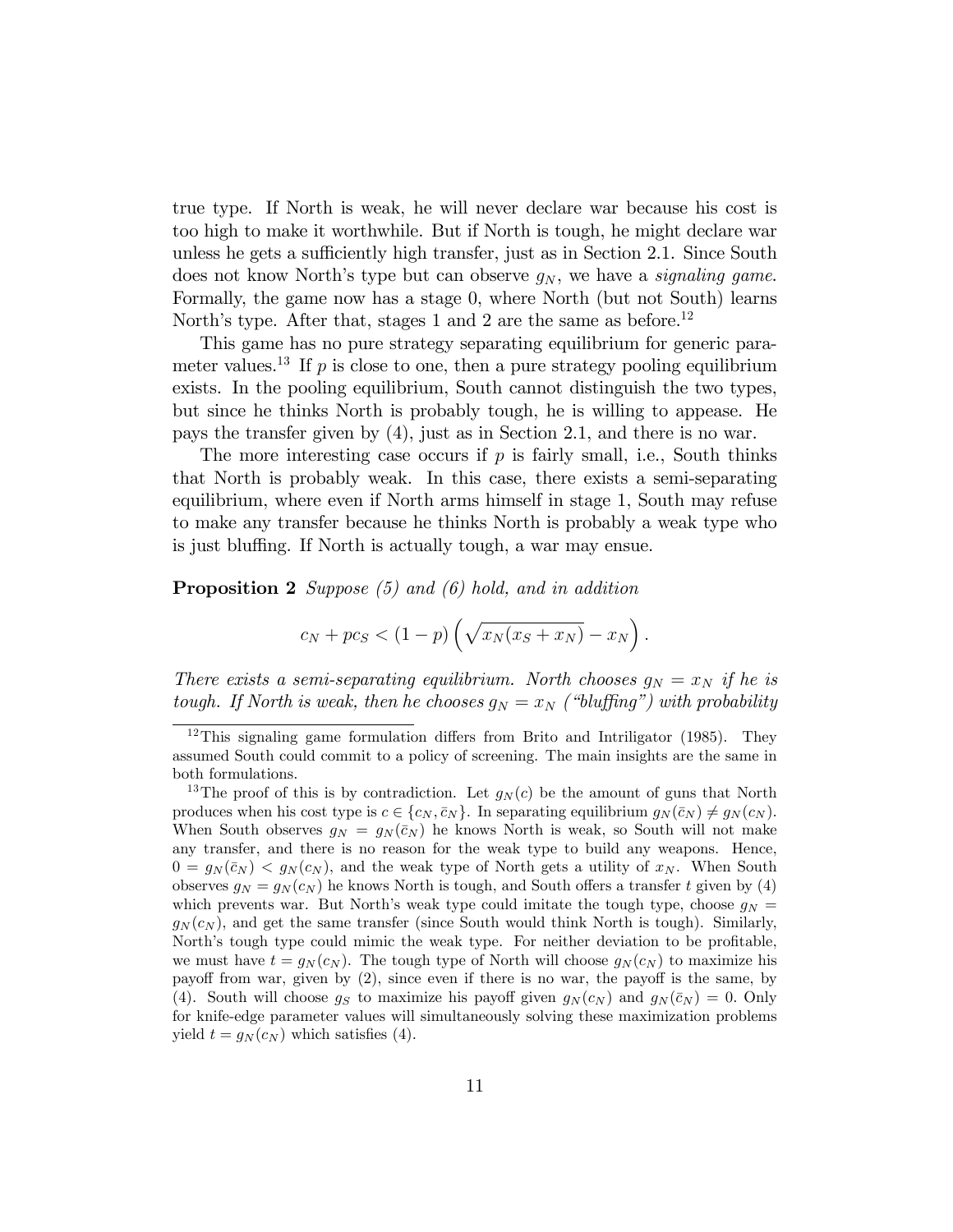true type. If North is weak, he will never declare war because his cost is too high to make it worthwhile. But if North is tough, he might declare war unless he gets a sufficiently high transfer, just as in Section 2.1. Since South does not know North's type but can observe $g_N$, we have a *signaling game*. Formally, the game now has a stage 0, where North (but not South) learns North's type. After that, stages 1 and 2 are the same as before.[12]

This game has no pure strategy separating equilibrium for generic parameter values.[13] If $p$ is close to one, then a pure strategy pooling equilibrium exists. In the pooling equilibrium, South cannot distinguish the two types, but since he thinks North is probably tough, he is willing to appease. He pays the transfer given by (4), just as in Section 2.1, and there is no war.

The more interesting case occurs if $p$ is fairly small, i.e., South thinks that North is probably weak. In this case, there exists a semi-separating equilibrium, where even if North arms himself in stage 1, South may refuse to make any transfer because he thinks North is probably a weak type who is just bluffing. If North is actually tough, a war may ensue.

**Proposition 2** *Suppose (5) and (6) hold, and in addition*

$$c_N + pc_S < (1-p)\left(\sqrt{x_N(x_S + x_N)} - x_N\right).$$

*There exists a semi-separating equilibrium. North chooses $g_N = x_N$ if he is tough. If North is weak, then he chooses $g_N = x_N$ ("bluffing") with probability*

---

[12] This signaling game formulation differs from Brito and Intriligator (1985). They assumed South could commit to a policy of screening. The main insights are the same in both formulations.

[13] The proof of this is by contradiction. Let $g_N(c)$ be the amount of guns that North produces when his cost type is $c \in \{c_N, \bar{c}_N\}$. In separating equilibrium $g_N(\bar{c}_N) \neq g_N(c_N)$. When South observes $g_N = g_N(\bar{c}_N)$ he knows North is weak, so South will not make any transfer, and there is no reason for the weak type to build any weapons. Hence, $0 = g_N(\bar{c}_N) < g_N(c_N)$, and the weak type of North gets a utility of $x_N$. When South observes $g_N = g_N(c_N)$ he knows North is tough, and South offers a transfer $t$ given by (4) which prevents war. But North's weak type could imitate the tough type, choose $g_N = g_N(c_N)$, and get the same transfer (since South would think North is tough). Similarly, North's tough type could mimic the weak type. For neither deviation to be profitable, we must have $t = g_N(c_N)$. The tough type of North will choose $g_N(c_N)$ to maximize his payoff from war, given by (2), since even if there is no war, the payoff is the same, by (4). South will choose $g_S$ to maximize his payoff given $g_N(c_N)$ and $g_N(\bar{c}_N) = 0$. Only for knife-edge parameter values will simultaneously solving these maximization problems yield $t = g_N(c_N)$ which satisfies (4).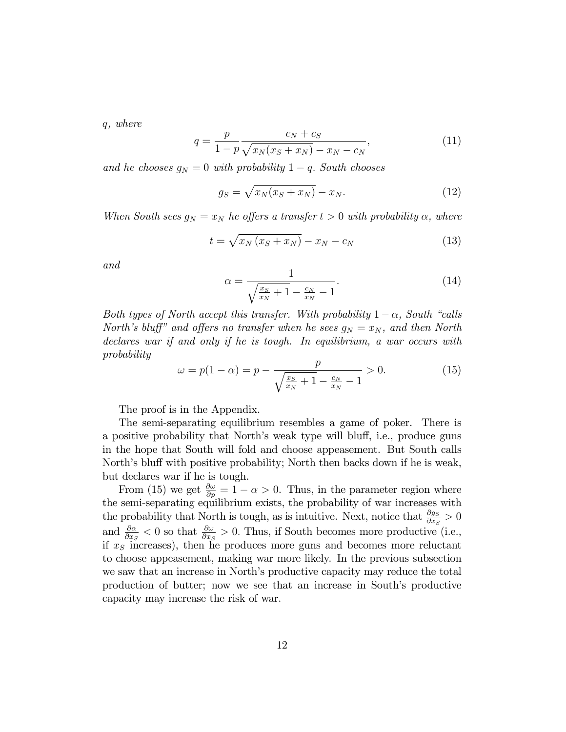*q, where*

$$q = \frac{p}{1-p} \frac{c_N + c_S}{\sqrt{x_N(x_S + x_N)} - x_N - c_N}, \tag{11}$$

*and he chooses $g_N = 0$ with probability $1 - q$. South chooses*

$$g_S = \sqrt{x_N(x_S + x_N)} - x_N. \tag{12}$$

*When South sees $g_N = x_N$ he offers a transfer $t > 0$ with probability $\alpha$, where*

$$t = \sqrt{x_N\,(x_S + x_N)} - x_N - c_N \tag{13}$$

*and*

$$\alpha = \frac{1}{\sqrt{\frac{x_S}{x_N} + 1} - \frac{c_N}{x_N} - 1}. \tag{14}$$

*Both types of North accept this transfer. With probability $1 - \alpha$, South "calls North's bluff" and offers no transfer when he sees $g_N = x_N$, and then North declares war if and only if he is tough. In equilibrium, a war occurs with probability*

$$\omega = p(1-\alpha) = p - \frac{p}{\sqrt{\frac{x_S}{x_N} + 1} - \frac{c_N}{x_N} - 1} > 0. \tag{15}$$

The proof is in the Appendix.

The semi-separating equilibrium resembles a game of poker. There is a positive probability that North's weak type will bluff, i.e., produce guns in the hope that South will fold and choose appeasement. But South calls North's bluff with positive probability; North then backs down if he is weak, but declares war if he is tough.

From (15) we get $\frac{\partial \omega}{\partial p} = 1 - \alpha > 0$. Thus, in the parameter region where the semi-separating equilibrium exists, the probability of war increases with the probability that North is tough, as is intuitive. Next, notice that $\frac{\partial g_S}{\partial x_S} > 0$ and $\frac{\partial \alpha}{\partial x_S} < 0$ so that $\frac{\partial \omega}{\partial x_S} > 0$. Thus, if South becomes more productive (i.e., if $x_S$ increases), then he produces more guns and becomes more reluctant to choose appeasement, making war more likely. In the previous subsection we saw that an increase in North's productive capacity may reduce the total production of butter; now we see that an increase in South's productive capacity may increase the risk of war.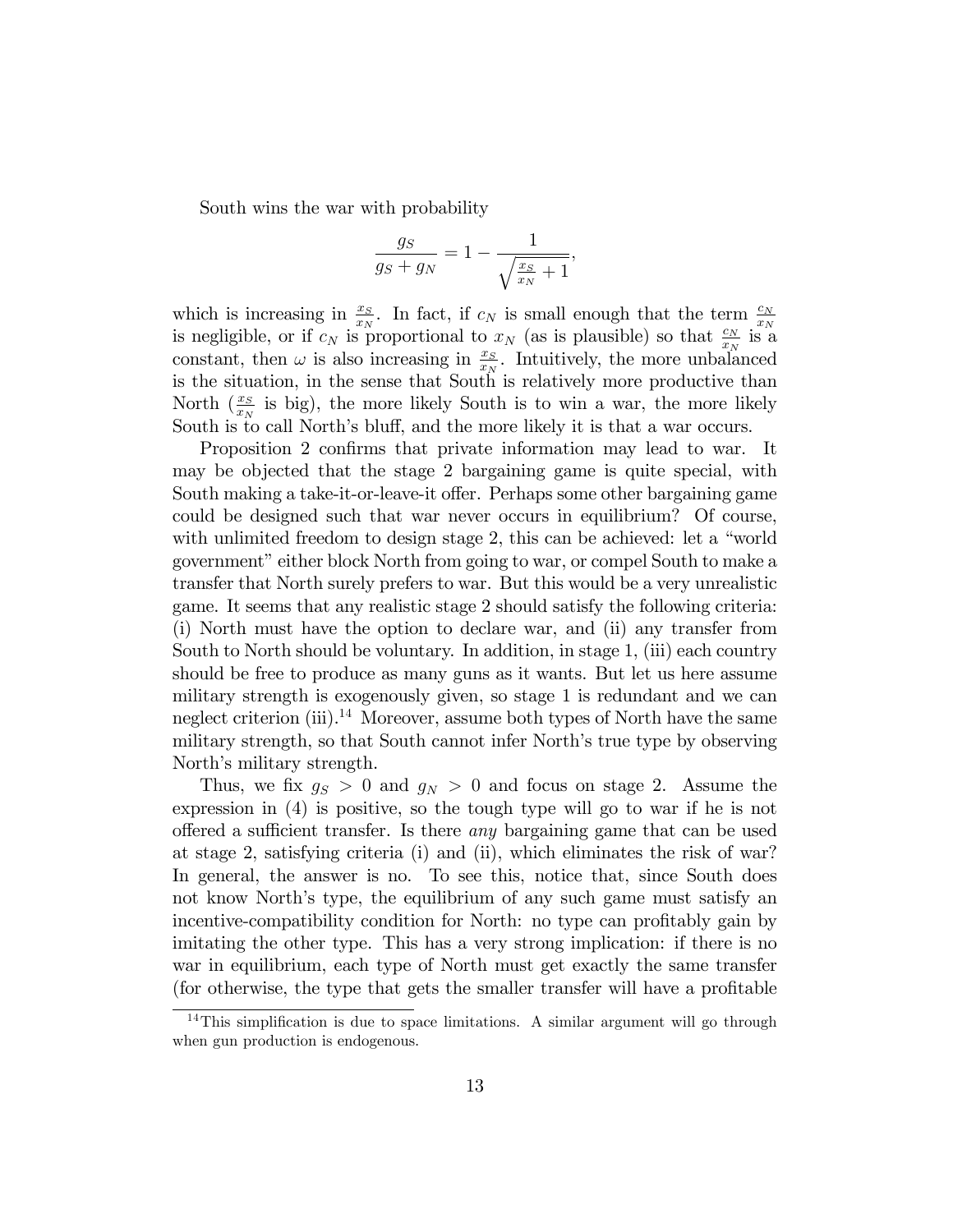South wins the war with probability

$$\frac{g_S}{g_S + g_N} = 1 - \frac{1}{\sqrt{\frac{x_S}{x_N} + 1}},$$

which is increasing in $\frac{x_S}{x_N}$. In fact, if $c_N$ is small enough that the term $\frac{c_N}{x_N}$ is negligible, or if $c_N$ is proportional to $x_N$ (as is plausible) so that $\frac{c_N}{x_N}$ is a constant, then $\omega$ is also increasing in $\frac{x_S}{x_N}$. Intuitively, the more unbalanced is the situation, in the sense that South is relatively more productive than North ($\frac{x_S}{x_N}$ is big), the more likely South is to win a war, the more likely South is to call North's bluff, and the more likely it is that a war occurs.

Proposition 2 confirms that private information may lead to war. It may be objected that the stage 2 bargaining game is quite special, with South making a take-it-or-leave-it offer. Perhaps some other bargaining game could be designed such that war never occurs in equilibrium? Of course, with unlimited freedom to design stage 2, this can be achieved: let a "world government" either block North from going to war, or compel South to make a transfer that North surely prefers to war. But this would be a very unrealistic game. It seems that any realistic stage 2 should satisfy the following criteria: (i) North must have the option to declare war, and (ii) any transfer from South to North should be voluntary. In addition, in stage 1, (iii) each country should be free to produce as many guns as it wants. But let us here assume military strength is exogenously given, so stage 1 is redundant and we can neglect criterion (iii).[14] Moreover, assume both types of North have the same military strength, so that South cannot infer North's true type by observing North's military strength.

Thus, we fix $g_S > 0$ and $g_N > 0$ and focus on stage 2. Assume the expression in (4) is positive, so the tough type will go to war if he is not offered a sufficient transfer. Is there *any* bargaining game that can be used at stage 2, satisfying criteria (i) and (ii), which eliminates the risk of war? In general, the answer is no. To see this, notice that, since South does not know North's type, the equilibrium of any such game must satisfy an incentive-compatibility condition for North: no type can profitably gain by imitating the other type. This has a very strong implication: if there is no war in equilibrium, each type of North must get exactly the same transfer (for otherwise, the type that gets the smaller transfer will have a profitable

[14] This simplification is due to space limitations. A similar argument will go through when gun production is endogenous.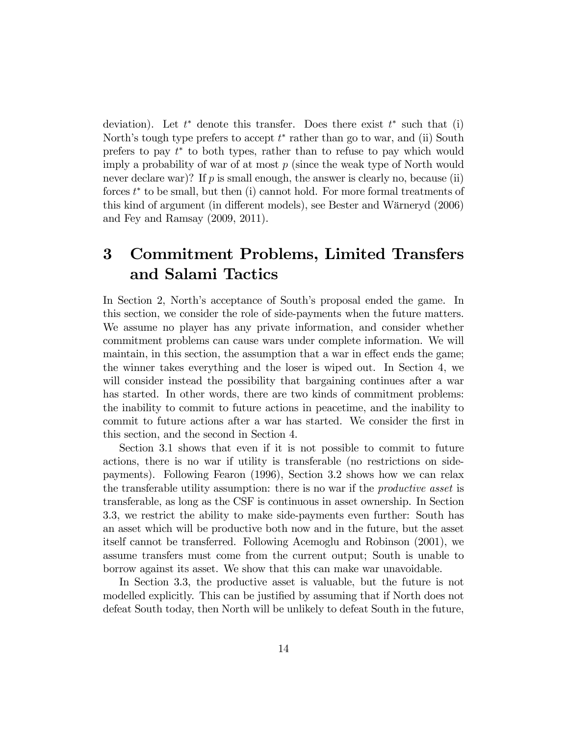deviation). Let $t^*$ denote this transfer. Does there exist $t^*$ such that (i) North's tough type prefers to accept $t^*$ rather than go to war, and (ii) South prefers to pay $t^*$ to both types, rather than to refuse to pay which would imply a probability of war of at most $p$ (since the weak type of North would never declare war)? If $p$ is small enough, the answer is clearly no, because (ii) forces $t^*$ to be small, but then (i) cannot hold. For more formal treatments of this kind of argument (in different models), see Bester and Wärneryd (2006) and Fey and Ramsay (2009, 2011).

# 3 Commitment Problems, Limited Transfers and Salami Tactics

In Section 2, North's acceptance of South's proposal ended the game. In this section, we consider the role of side-payments when the future matters. We assume no player has any private information, and consider whether commitment problems can cause wars under complete information. We will maintain, in this section, the assumption that a war in effect ends the game; the winner takes everything and the loser is wiped out. In Section 4, we will consider instead the possibility that bargaining continues after a war has started. In other words, there are two kinds of commitment problems: the inability to commit to future actions in peacetime, and the inability to commit to future actions after a war has started. We consider the first in this section, and the second in Section 4.

Section 3.1 shows that even if it is not possible to commit to future actions, there is no war if utility is transferable (no restrictions on side-payments). Following Fearon (1996), Section 3.2 shows how we can relax the transferable utility assumption: there is no war if the *productive asset* is transferable, as long as the CSF is continuous in asset ownership. In Section 3.3, we restrict the ability to make side-payments even further: South has an asset which will be productive both now and in the future, but the asset itself cannot be transferred. Following Acemoglu and Robinson (2001), we assume transfers must come from the current output; South is unable to borrow against its asset. We show that this can make war unavoidable.

In Section 3.3, the productive asset is valuable, but the future is not modelled explicitly. This can be justified by assuming that if North does not defeat South today, then North will be unlikely to defeat South in the future,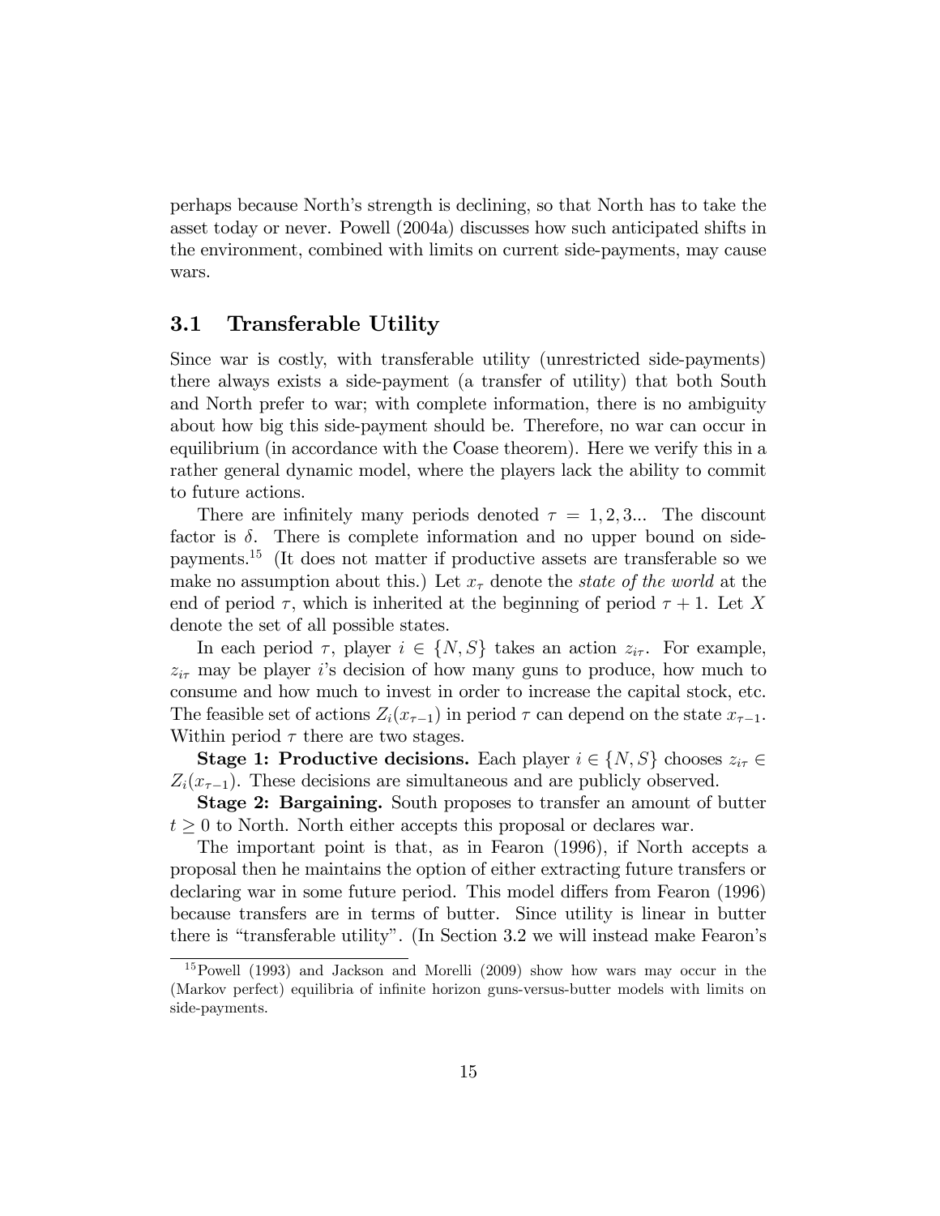perhaps because North's strength is declining, so that North has to take the asset today or never. Powell (2004a) discusses how such anticipated shifts in the environment, combined with limits on current side-payments, may cause wars.

## 3.1 Transferable Utility

Since war is costly, with transferable utility (unrestricted side-payments) there always exists a side-payment (a transfer of utility) that both South and North prefer to war; with complete information, there is no ambiguity about how big this side-payment should be. Therefore, no war can occur in equilibrium (in accordance with the Coase theorem). Here we verify this in a rather general dynamic model, where the players lack the ability to commit to future actions.

There are infinitely many periods denoted $\tau = 1, 2, 3...$ The discount factor is $\delta$. There is complete information and no upper bound on side-payments.[15] (It does not matter if productive assets are transferable so we make no assumption about this.) Let $x_\tau$ denote the *state of the world* at the end of period $\tau$, which is inherited at the beginning of period $\tau + 1$. Let $X$ denote the set of all possible states.

In each period $\tau$, player $i \in \{N, S\}$ takes an action $z_{i\tau}$. For example, $z_{i\tau}$ may be player $i$'s decision of how many guns to produce, how much to consume and how much to invest in order to increase the capital stock, etc. The feasible set of actions $Z_i(x_{\tau-1})$ in period $\tau$ can depend on the state $x_{\tau-1}$. Within period $\tau$ there are two stages.

**Stage 1: Productive decisions.** Each player $i \in \{N, S\}$ chooses $z_{i\tau} \in Z_i(x_{\tau-1})$. These decisions are simultaneous and are publicly observed.

**Stage 2: Bargaining.** South proposes to transfer an amount of butter $t \geq 0$ to North. North either accepts this proposal or declares war.

The important point is that, as in Fearon (1996), if North accepts a proposal then he maintains the option of either extracting future transfers or declaring war in some future period. This model differs from Fearon (1996) because transfers are in terms of butter. Since utility is linear in butter there is "transferable utility". (In Section 3.2 we will instead make Fearon's

[15] Powell (1993) and Jackson and Morelli (2009) show how wars may occur in the (Markov perfect) equilibria of infinite horizon guns-versus-butter models with limits on side-payments.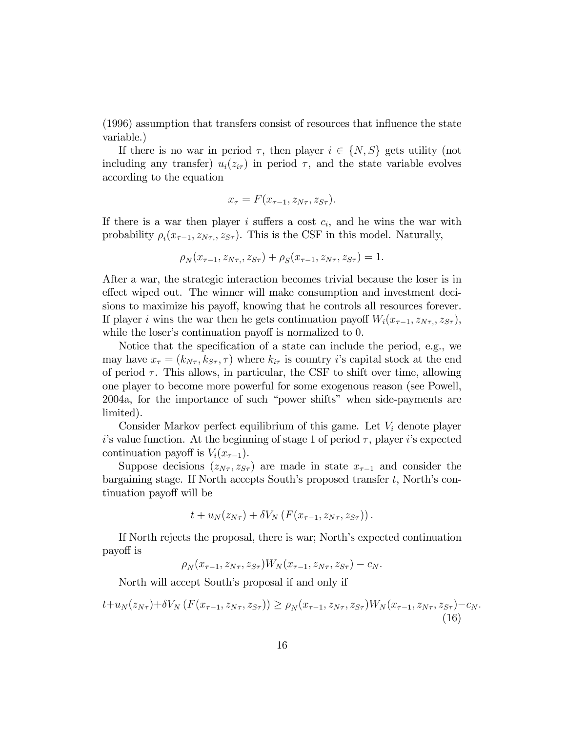(1996) assumption that transfers consist of resources that influence the state variable.)

If there is no war in period $\tau$, then player $i \in \{N, S\}$ gets utility (not including any transfer) $u_i(z_{i\tau})$ in period $\tau$, and the state variable evolves according to the equation

$$x_\tau = F(x_{\tau-1}, z_{N\tau}, z_{S\tau}).$$

If there is a war then player $i$ suffers a cost $c_i$, and he wins the war with probability $\rho_i(x_{\tau-1}, z_{N\tau,}, z_{S\tau})$. This is the CSF in this model. Naturally,

$$\rho_N(x_{\tau-1}, z_{N\tau,}, z_{S\tau}) + \rho_S(x_{\tau-1}, z_{N\tau}, z_{S\tau}) = 1.$$

After a war, the strategic interaction becomes trivial because the loser is in effect wiped out. The winner will make consumption and investment decisions to maximize his payoff, knowing that he controls all resources forever. If player $i$ wins the war then he gets continuation payoff $W_i(x_{\tau-1}, z_{N\tau,}, z_{S\tau})$, while the loser's continuation payoff is normalized to 0.

Notice that the specification of a state can include the period, e.g., we may have $x_\tau = (k_{N\tau}, k_{S\tau}, \tau)$ where $k_{i\tau}$ is country $i$'s capital stock at the end of period $\tau$. This allows, in particular, the CSF to shift over time, allowing one player to become more powerful for some exogenous reason (see Powell, 2004a, for the importance of such "power shifts" when side-payments are limited).

Consider Markov perfect equilibrium of this game. Let $V_i$ denote player $i$'s value function. At the beginning of stage 1 of period $\tau$, player $i$'s expected continuation payoff is $V_i(x_{\tau-1})$.

Suppose decisions $(z_{N\tau}, z_{S\tau})$ are made in state $x_{\tau-1}$ and consider the bargaining stage. If North accepts South's proposed transfer $t$, North's continuation payoff will be

$$t + u_N(z_{N\tau}) + \delta V_N\left(F(x_{\tau-1}, z_{N\tau}, z_{S\tau})\right).$$

If North rejects the proposal, there is war; North's expected continuation payoff is

$$\rho_N(x_{\tau-1}, z_{N\tau}, z_{S\tau}) W_N(x_{\tau-1}, z_{N\tau}, z_{S\tau}) - c_N.$$

North will accept South's proposal if and only if

$$t + u_N(z_{N\tau}) + \delta V_N\left(F(x_{\tau-1}, z_{N\tau}, z_{S\tau})\right) \geq \rho_N(x_{\tau-1}, z_{N\tau}, z_{S\tau}) W_N(x_{\tau-1}, z_{N\tau}, z_{S\tau}) - c_N. \tag{16}$$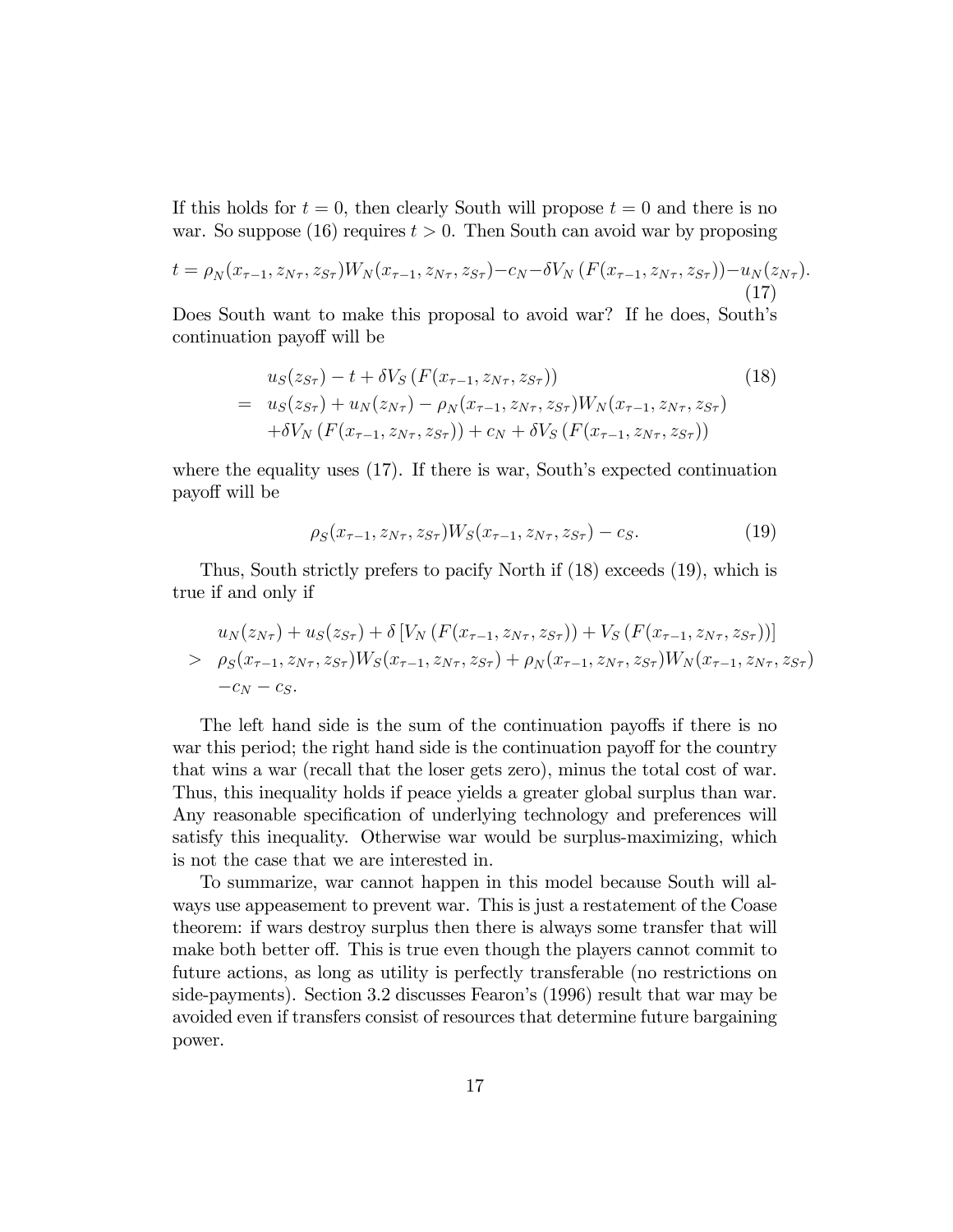If this holds for $t = 0$, then clearly South will propose $t = 0$ and there is no war. So suppose (16) requires $t > 0$. Then South can avoid war by proposing

$$t = \rho_N(x_{\tau-1}, z_{N\tau}, z_{S\tau})W_N(x_{\tau-1}, z_{N\tau}, z_{S\tau}) - c_N - \delta V_N\left(F(x_{\tau-1}, z_{N\tau}, z_{S\tau})\right) - u_N(z_{N\tau}). \tag{17}$$

Does South want to make this proposal to avoid war? If he does, South's continuation payoff will be

$$\begin{aligned} & u_S(z_{S\tau}) - t + \delta V_S\left(F(x_{\tau-1}, z_{N\tau}, z_{S\tau})\right) \qquad\qquad (18) \\ = \;& u_S(z_{S\tau}) + u_N(z_{N\tau}) - \rho_N(x_{\tau-1}, z_{N\tau}, z_{S\tau})W_N(x_{\tau-1}, z_{N\tau}, z_{S\tau}) \\ & + \delta V_N\left(F(x_{\tau-1}, z_{N\tau}, z_{S\tau})\right) + c_N + \delta V_S\left(F(x_{\tau-1}, z_{N\tau}, z_{S\tau})\right) \end{aligned}$$

where the equality uses (17). If there is war, South's expected continuation payoff will be

$$\rho_S(x_{\tau-1}, z_{N\tau}, z_{S\tau})W_S(x_{\tau-1}, z_{N\tau}, z_{S\tau}) - c_S. \tag{19}$$

Thus, South strictly prefers to pacify North if (18) exceeds (19), which is true if and only if

$$\begin{aligned} & u_N(z_{N\tau}) + u_S(z_{S\tau}) + \delta\left[V_N\left(F(x_{\tau-1}, z_{N\tau}, z_{S\tau})\right) + V_S\left(F(x_{\tau-1}, z_{N\tau}, z_{S\tau})\right)\right] \\ > \;& \rho_S(x_{\tau-1}, z_{N\tau}, z_{S\tau})W_S(x_{\tau-1}, z_{N\tau}, z_{S\tau}) + \rho_N(x_{\tau-1}, z_{N\tau}, z_{S\tau})W_N(x_{\tau-1}, z_{N\tau}, z_{S\tau}) \\ & - c_N - c_S. \end{aligned}$$

The left hand side is the sum of the continuation payoffs if there is no war this period; the right hand side is the continuation payoff for the country that wins a war (recall that the loser gets zero), minus the total cost of war. Thus, this inequality holds if peace yields a greater global surplus than war. Any reasonable specification of underlying technology and preferences will satisfy this inequality. Otherwise war would be surplus-maximizing, which is not the case that we are interested in.

To summarize, war cannot happen in this model because South will always use appeasement to prevent war. This is just a restatement of the Coase theorem: if wars destroy surplus then there is always some transfer that will make both better off. This is true even though the players cannot commit to future actions, as long as utility is perfectly transferable (no restrictions on side-payments). Section 3.2 discusses Fearon's (1996) result that war may be avoided even if transfers consist of resources that determine future bargaining power.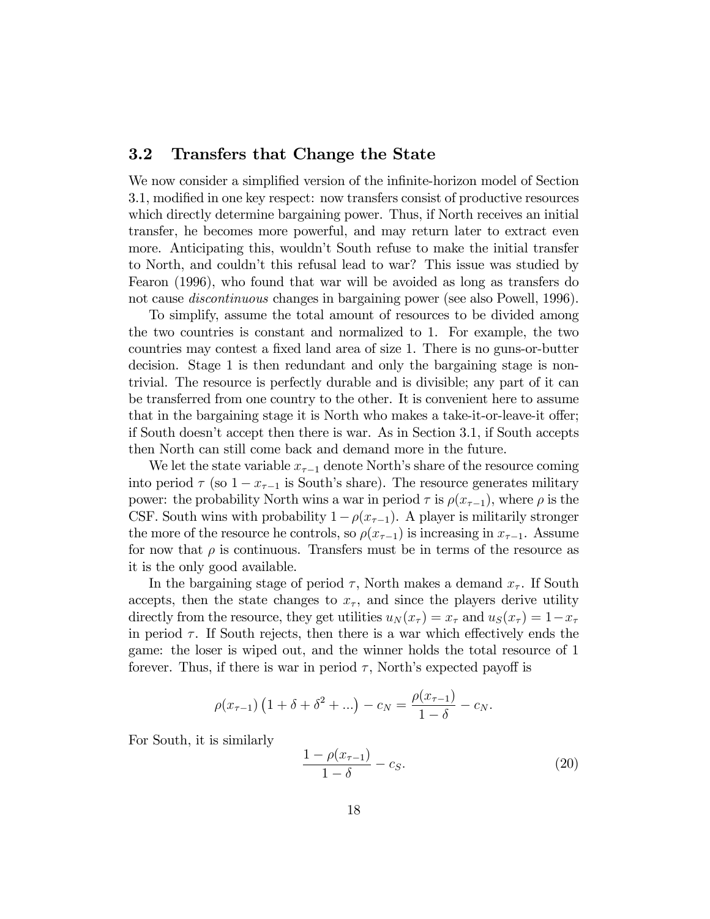### 3.2 Transfers that Change the State

We now consider a simplified version of the infinite-horizon model of Section 3.1, modified in one key respect: now transfers consist of productive resources which directly determine bargaining power. Thus, if North receives an initial transfer, he becomes more powerful, and may return later to extract even more. Anticipating this, wouldn't South refuse to make the initial transfer to North, and couldn't this refusal lead to war? This issue was studied by Fearon (1996), who found that war will be avoided as long as transfers do not cause *discontinuous* changes in bargaining power (see also Powell, 1996).

To simplify, assume the total amount of resources to be divided among the two countries is constant and normalized to 1. For example, the two countries may contest a fixed land area of size 1. There is no guns-or-butter decision. Stage 1 is then redundant and only the bargaining stage is non-trivial. The resource is perfectly durable and is divisible; any part of it can be transferred from one country to the other. It is convenient here to assume that in the bargaining stage it is North who makes a take-it-or-leave-it offer; if South doesn't accept then there is war. As in Section 3.1, if South accepts then North can still come back and demand more in the future.

We let the state variable $x_{\tau-1}$ denote North's share of the resource coming into period $\tau$ (so $1-x_{\tau-1}$ is South's share). The resource generates military power: the probability North wins a war in period $\tau$ is $\rho(x_{\tau-1})$, where $\rho$ is the CSF. South wins with probability $1-\rho(x_{\tau-1})$. A player is militarily stronger the more of the resource he controls, so $\rho(x_{\tau-1})$ is increasing in $x_{\tau-1}$. Assume for now that $\rho$ is continuous. Transfers must be in terms of the resource as it is the only good available.

In the bargaining stage of period $\tau$, North makes a demand $x_\tau$. If South accepts, then the state changes to $x_\tau$, and since the players derive utility directly from the resource, they get utilities $u_N(x_\tau) = x_\tau$ and $u_S(x_\tau) = 1-x_\tau$ in period $\tau$. If South rejects, then there is a war which effectively ends the game: the loser is wiped out, and the winner holds the total resource of 1 forever. Thus, if there is war in period $\tau$, North's expected payoff is

$$\rho(x_{\tau-1})\left(1+\delta+\delta^2+...\right)-c_N = \frac{\rho(x_{\tau-1})}{1-\delta}-c_N.$$

For South, it is similarly

$$\frac{1-\rho(x_{\tau-1})}{1-\delta}-c_S. \tag{20}$$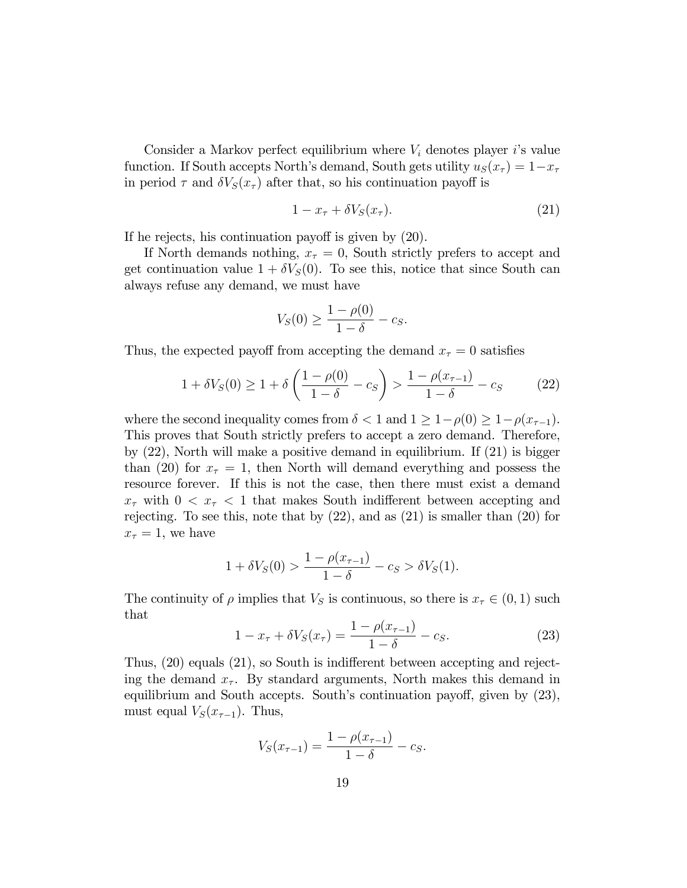Consider a Markov perfect equilibrium where $V_i$ denotes player $i$'s value function. If South accepts North's demand, South gets utility $u_S(x_\tau) = 1 - x_\tau$ in period $\tau$ and $\delta V_S(x_\tau)$ after that, so his continuation payoff is

$$1 - x_\tau + \delta V_S(x_\tau). \tag{21}$$

If he rejects, his continuation payoff is given by (20).

If North demands nothing, $x_\tau = 0$, South strictly prefers to accept and get continuation value $1 + \delta V_S(0)$. To see this, notice that since South can always refuse any demand, we must have

$$V_S(0) \geq \frac{1 - \rho(0)}{1 - \delta} - c_S.$$

Thus, the expected payoff from accepting the demand $x_\tau = 0$ satisfies

$$1 + \delta V_S(0) \geq 1 + \delta \left( \frac{1 - \rho(0)}{1 - \delta} - c_S \right) > \frac{1 - \rho(x_{\tau-1})}{1 - \delta} - c_S \tag{22}$$

where the second inequality comes from $\delta < 1$ and $1 \geq 1 - \rho(0) \geq 1 - \rho(x_{\tau-1})$. This proves that South strictly prefers to accept a zero demand. Therefore, by (22), North will make a positive demand in equilibrium. If (21) is bigger than (20) for $x_\tau = 1$, then North will demand everything and possess the resource forever. If this is not the case, then there must exist a demand $x_\tau$ with $0 < x_\tau < 1$ that makes South indifferent between accepting and rejecting. To see this, note that by (22), and as (21) is smaller than (20) for $x_\tau = 1$, we have

$$1 + \delta V_S(0) > \frac{1 - \rho(x_{\tau-1})}{1 - \delta} - c_S > \delta V_S(1).$$

The continuity of $\rho$ implies that $V_S$ is continuous, so there is $x_\tau \in (0, 1)$ such that

$$1 - x_\tau + \delta V_S(x_\tau) = \frac{1 - \rho(x_{\tau-1})}{1 - \delta} - c_S. \tag{23}$$

Thus, (20) equals (21), so South is indifferent between accepting and rejecting the demand $x_\tau$. By standard arguments, North makes this demand in equilibrium and South accepts. South's continuation payoff, given by (23), must equal $V_S(x_{\tau-1})$. Thus,

$$V_S(x_{\tau-1}) = \frac{1 - \rho(x_{\tau-1})}{1 - \delta} - c_S.$$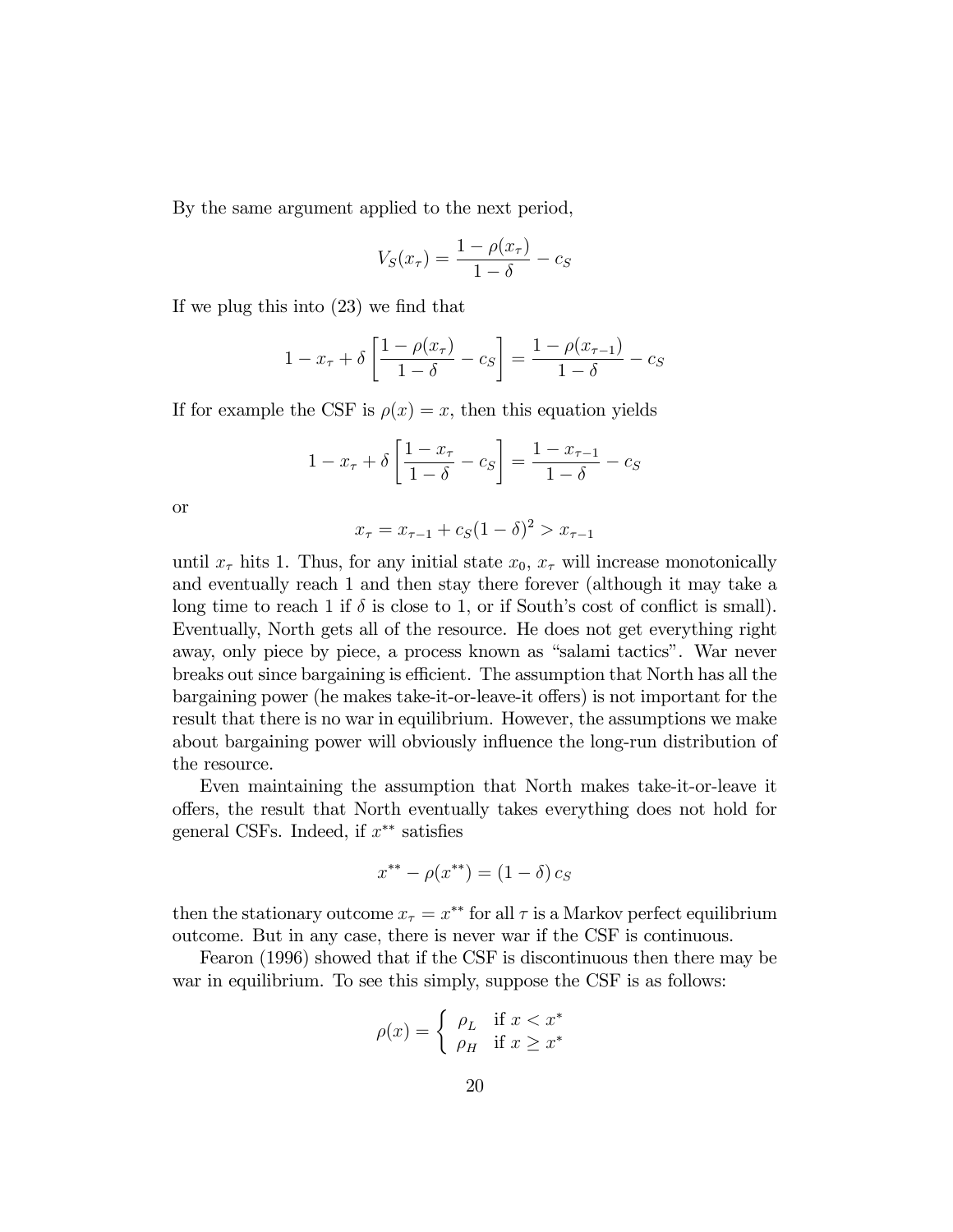By the same argument applied to the next period,

$$V_S(x_\tau) = \frac{1 - \rho(x_\tau)}{1 - \delta} - c_S$$

If we plug this into (23) we find that

$$1 - x_\tau + \delta \left[ \frac{1 - \rho(x_\tau)}{1 - \delta} - c_S \right] = \frac{1 - \rho(x_{\tau-1})}{1 - \delta} - c_S$$

If for example the CSF is $\rho(x) = x$, then this equation yields

$$1 - x_\tau + \delta \left[ \frac{1 - x_\tau}{1 - \delta} - c_S \right] = \frac{1 - x_{\tau-1}}{1 - \delta} - c_S$$

or

$$x_\tau = x_{\tau-1} + c_S(1-\delta)^2 > x_{\tau-1}$$

until $x_\tau$ hits 1. Thus, for any initial state $x_0$, $x_\tau$ will increase monotonically and eventually reach 1 and then stay there forever (although it may take a long time to reach 1 if $\delta$ is close to 1, or if South's cost of conflict is small). Eventually, North gets all of the resource. He does not get everything right away, only piece by piece, a process known as "salami tactics". War never breaks out since bargaining is efficient. The assumption that North has all the bargaining power (he makes take-it-or-leave-it offers) is not important for the result that there is no war in equilibrium. However, the assumptions we make about bargaining power will obviously influence the long-run distribution of the resource.

Even maintaining the assumption that North makes take-it-or-leave it offers, the result that North eventually takes everything does not hold for general CSFs. Indeed, if $x^{**}$ satisfies

$$x^{**} - \rho(x^{**}) = (1 - \delta)\, c_S$$

then the stationary outcome $x_\tau = x^{**}$ for all $\tau$ is a Markov perfect equilibrium outcome. But in any case, there is never war if the CSF is continuous.

Fearon (1996) showed that if the CSF is discontinuous then there may be war in equilibrium. To see this simply, suppose the CSF is as follows:

$$\rho(x) = \begin{cases} \rho_L & \text{if } x < x^* \\ \rho_H & \text{if } x \geq x^* \end{cases}$$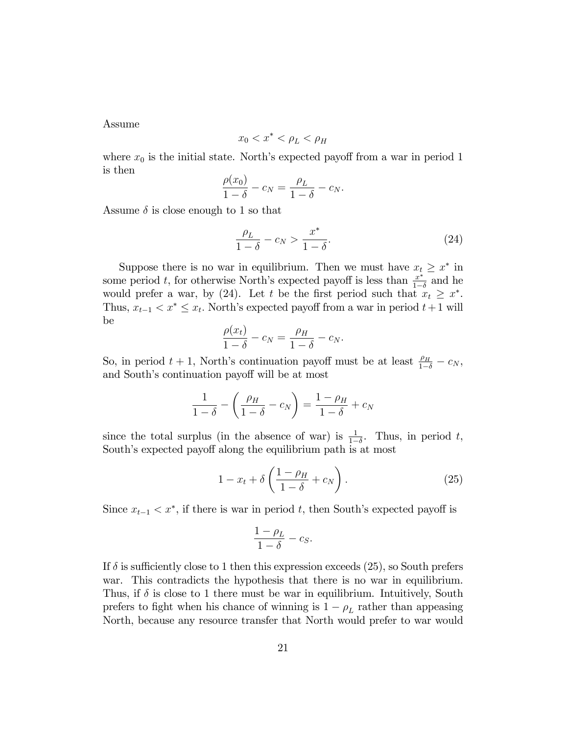Assume

$$x_0 < x^* < \rho_L < \rho_H$$

where $x_0$ is the initial state. North's expected payoff from a war in period 1 is then

$$\frac{\rho(x_0)}{1-\delta} - c_N = \frac{\rho_L}{1-\delta} - c_N.$$

Assume $\delta$ is close enough to 1 so that

$$\frac{\rho_L}{1-\delta} - c_N > \frac{x^*}{1-\delta}. \tag{24}$$

Suppose there is no war in equilibrium. Then we must have $x_t \geq x^*$ in some period $t$, for otherwise North's expected payoff is less than $\frac{x^*}{1-\delta}$ and he would prefer a war, by (24). Let $t$ be the first period such that $x_t \geq x^*$. Thus, $x_{t-1} < x^* \leq x_t$. North's expected payoff from a war in period $t+1$ will be

$$\frac{\rho(x_t)}{1-\delta} - c_N = \frac{\rho_H}{1-\delta} - c_N.$$

So, in period $t+1$, North's continuation payoff must be at least $\frac{\rho_H}{1-\delta} - c_N$, and South's continuation payoff will be at most

$$\frac{1}{1-\delta} - \left(\frac{\rho_H}{1-\delta} - c_N\right) = \frac{1-\rho_H}{1-\delta} + c_N$$

since the total surplus (in the absence of war) is $\frac{1}{1-\delta}$. Thus, in period $t$, South's expected payoff along the equilibrium path is at most

$$1 - x_t + \delta\left(\frac{1-\rho_H}{1-\delta} + c_N\right). \tag{25}$$

Since $x_{t-1} < x^*$, if there is war in period $t$, then South's expected payoff is

$$\frac{1-\rho_L}{1-\delta} - c_S.$$

If $\delta$ is sufficiently close to 1 then this expression exceeds (25), so South prefers war. This contradicts the hypothesis that there is no war in equilibrium. Thus, if $\delta$ is close to 1 there must be war in equilibrium. Intuitively, South prefers to fight when his chance of winning is $1-\rho_L$ rather than appeasing North, because any resource transfer that North would prefer to war would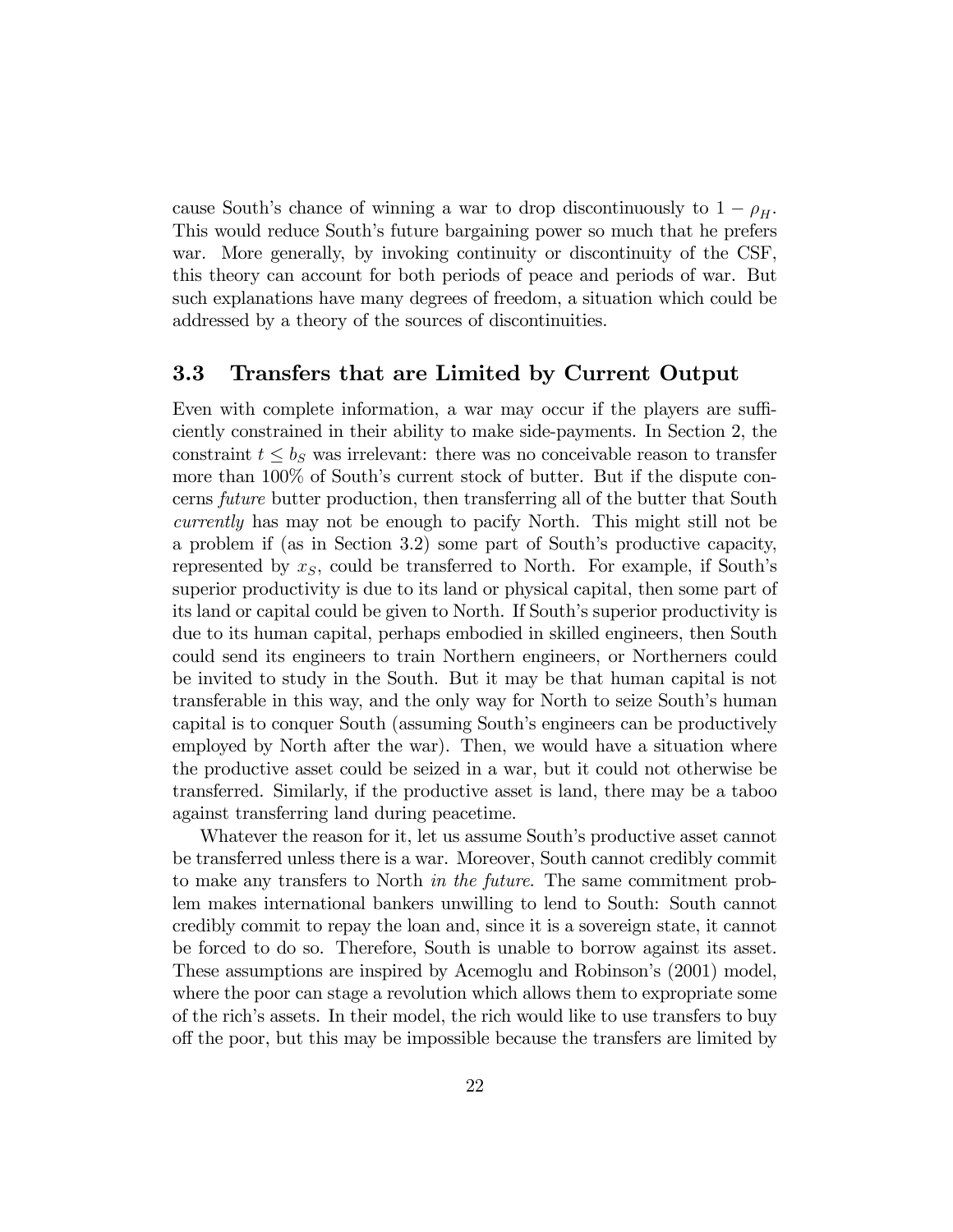cause South's chance of winning a war to drop discontinuously to $1 - \rho_H$. This would reduce South's future bargaining power so much that he prefers war. More generally, by invoking continuity or discontinuity of the CSF, this theory can account for both periods of peace and periods of war. But such explanations have many degrees of freedom, a situation which could be addressed by a theory of the sources of discontinuities.

### 3.3 Transfers that are Limited by Current Output

Even with complete information, a war may occur if the players are sufficiently constrained in their ability to make side-payments. In Section 2, the constraint $t \leq b_S$ was irrelevant: there was no conceivable reason to transfer more than 100% of South's current stock of butter. But if the dispute concerns *future* butter production, then transferring all of the butter that South *currently* has may not be enough to pacify North. This might still not be a problem if (as in Section 3.2) some part of South's productive capacity, represented by $x_S$, could be transferred to North. For example, if South's superior productivity is due to its land or physical capital, then some part of its land or capital could be given to North. If South's superior productivity is due to its human capital, perhaps embodied in skilled engineers, then South could send its engineers to train Northern engineers, or Northerners could be invited to study in the South. But it may be that human capital is not transferable in this way, and the only way for North to seize South's human capital is to conquer South (assuming South's engineers can be productively employed by North after the war). Then, we would have a situation where the productive asset could be seized in a war, but it could not otherwise be transferred. Similarly, if the productive asset is land, there may be a taboo against transferring land during peacetime.

Whatever the reason for it, let us assume South's productive asset cannot be transferred unless there is a war. Moreover, South cannot credibly commit to make any transfers to North *in the future*. The same commitment problem makes international bankers unwilling to lend to South: South cannot credibly commit to repay the loan and, since it is a sovereign state, it cannot be forced to do so. Therefore, South is unable to borrow against its asset. These assumptions are inspired by Acemoglu and Robinson's (2001) model, where the poor can stage a revolution which allows them to expropriate some of the rich's assets. In their model, the rich would like to use transfers to buy off the poor, but this may be impossible because the transfers are limited by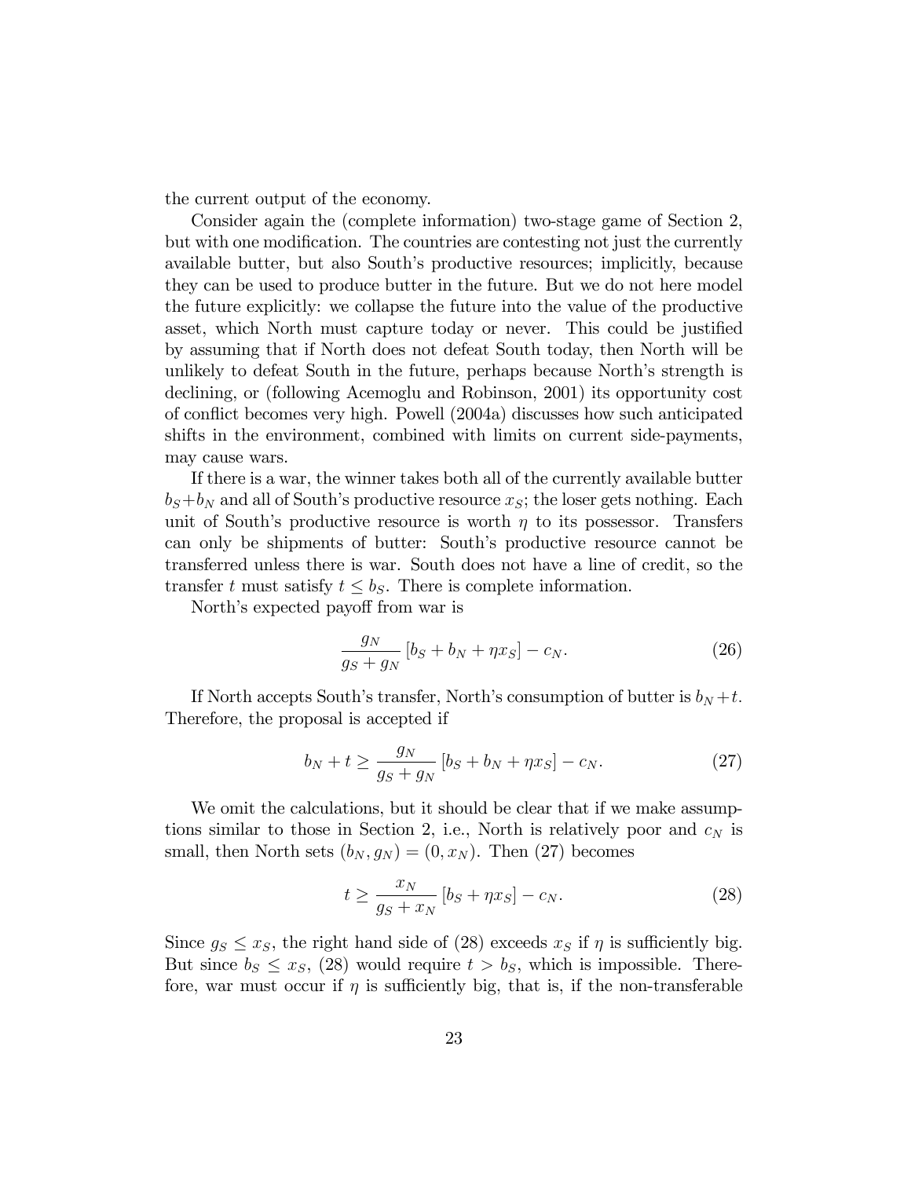the current output of the economy.

Consider again the (complete information) two-stage game of Section 2, but with one modification. The countries are contesting not just the currently available butter, but also South's productive resources; implicitly, because they can be used to produce butter in the future. But we do not here model the future explicitly: we collapse the future into the value of the productive asset, which North must capture today or never. This could be justified by assuming that if North does not defeat South today, then North will be unlikely to defeat South in the future, perhaps because North's strength is declining, or (following Acemoglu and Robinson, 2001) its opportunity cost of conflict becomes very high. Powell (2004a) discusses how such anticipated shifts in the environment, combined with limits on current side-payments, may cause wars.

If there is a war, the winner takes both all of the currently available butter $b_S + b_N$ and all of South's productive resource $x_S$; the loser gets nothing. Each unit of South's productive resource is worth $\eta$ to its possessor. Transfers can only be shipments of butter: South's productive resource cannot be transferred unless there is war. South does not have a line of credit, so the transfer $t$ must satisfy $t \leq b_S$. There is complete information.

North's expected payoff from war is

$$\frac{g_N}{g_S + g_N} [b_S + b_N + \eta x_S] - c_N. \tag{26}$$

If North accepts South's transfer, North's consumption of butter is $b_N + t$. Therefore, the proposal is accepted if

$$b_N + t \geq \frac{g_N}{g_S + g_N} [b_S + b_N + \eta x_S] - c_N. \tag{27}$$

We omit the calculations, but it should be clear that if we make assumptions similar to those in Section 2, i.e., North is relatively poor and $c_N$ is small, then North sets $(b_N, g_N) = (0, x_N)$. Then (27) becomes

$$t \geq \frac{x_N}{g_S + x_N} [b_S + \eta x_S] - c_N. \tag{28}$$

Since $g_S \leq x_S$, the right hand side of (28) exceeds $x_S$ if $\eta$ is sufficiently big. But since $b_S \leq x_S$, (28) would require $t > b_S$, which is impossible. Therefore, war must occur if $\eta$ is sufficiently big, that is, if the non-transferable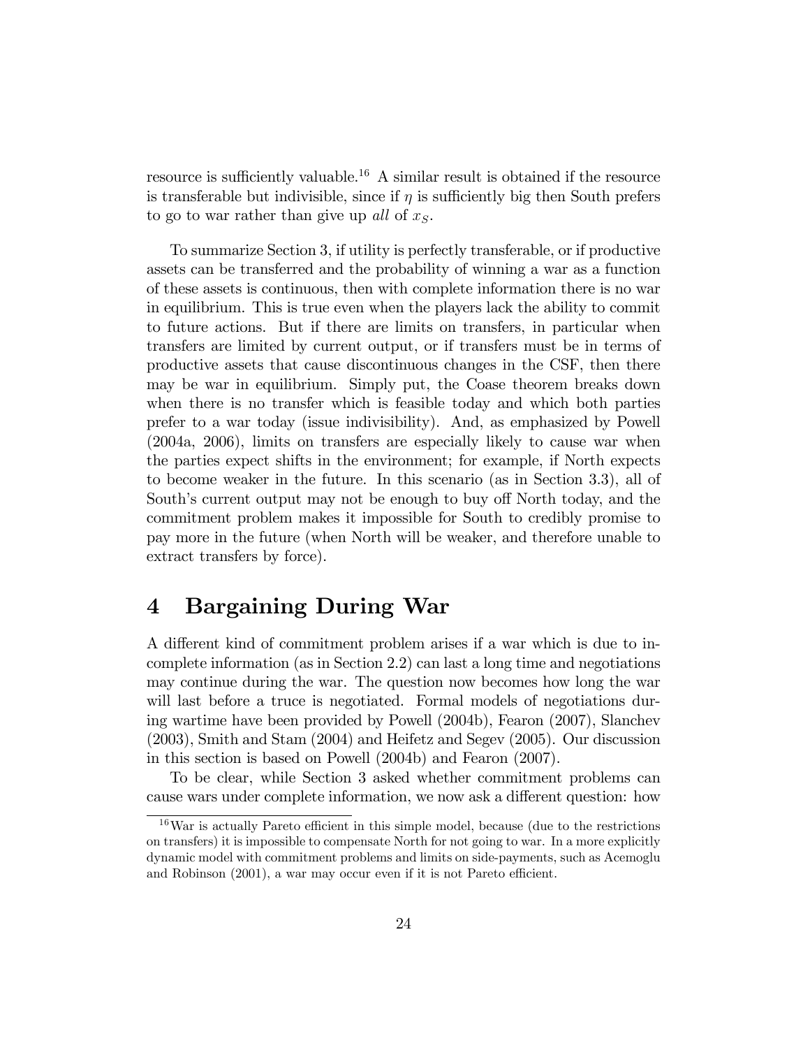resource is sufficiently valuable.[16] A similar result is obtained if the resource is transferable but indivisible, since if $\eta$ is sufficiently big then South prefers to go to war rather than give up *all* of $x_S$.

To summarize Section 3, if utility is perfectly transferable, or if productive assets can be transferred and the probability of winning a war as a function of these assets is continuous, then with complete information there is no war in equilibrium. This is true even when the players lack the ability to commit to future actions. But if there are limits on transfers, in particular when transfers are limited by current output, or if transfers must be in terms of productive assets that cause discontinuous changes in the CSF, then there may be war in equilibrium. Simply put, the Coase theorem breaks down when there is no transfer which is feasible today and which both parties prefer to a war today (issue indivisibility). And, as emphasized by Powell (2004a, 2006), limits on transfers are especially likely to cause war when the parties expect shifts in the environment; for example, if North expects to become weaker in the future. In this scenario (as in Section 3.3), all of South's current output may not be enough to buy off North today, and the commitment problem makes it impossible for South to credibly promise to pay more in the future (when North will be weaker, and therefore unable to extract transfers by force).

# 4 Bargaining During War

A different kind of commitment problem arises if a war which is due to incomplete information (as in Section 2.2) can last a long time and negotiations may continue during the war. The question now becomes how long the war will last before a truce is negotiated. Formal models of negotiations during wartime have been provided by Powell (2004b), Fearon (2007), Slanchev (2003), Smith and Stam (2004) and Heifetz and Segev (2005). Our discussion in this section is based on Powell (2004b) and Fearon (2007).

To be clear, while Section 3 asked whether commitment problems can cause wars under complete information, we now ask a different question: how

[16] War is actually Pareto efficient in this simple model, because (due to the restrictions on transfers) it is impossible to compensate North for not going to war. In a more explicitly dynamic model with commitment problems and limits on side-payments, such as Acemoglu and Robinson (2001), a war may occur even if it is not Pareto efficient.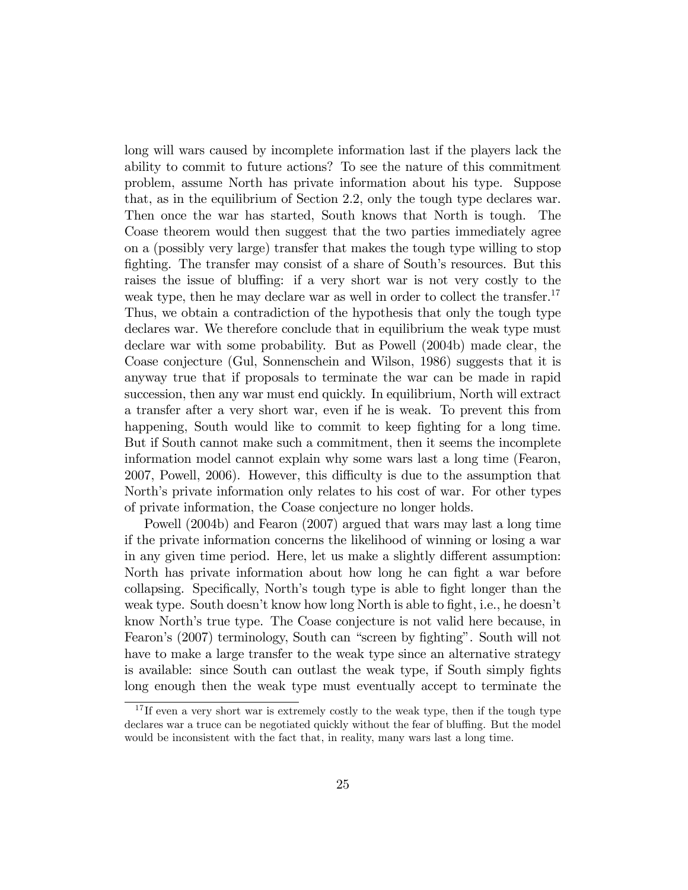long will wars caused by incomplete information last if the players lack the ability to commit to future actions? To see the nature of this commitment problem, assume North has private information about his type. Suppose that, as in the equilibrium of Section 2.2, only the tough type declares war. Then once the war has started, South knows that North is tough. The Coase theorem would then suggest that the two parties immediately agree on a (possibly very large) transfer that makes the tough type willing to stop fighting. The transfer may consist of a share of South's resources. But this raises the issue of bluffing: if a very short war is not very costly to the weak type, then he may declare war as well in order to collect the transfer.[17] Thus, we obtain a contradiction of the hypothesis that only the tough type declares war. We therefore conclude that in equilibrium the weak type must declare war with some probability. But as Powell (2004b) made clear, the Coase conjecture (Gul, Sonnenschein and Wilson, 1986) suggests that it is anyway true that if proposals to terminate the war can be made in rapid succession, then any war must end quickly. In equilibrium, North will extract a transfer after a very short war, even if he is weak. To prevent this from happening, South would like to commit to keep fighting for a long time. But if South cannot make such a commitment, then it seems the incomplete information model cannot explain why some wars last a long time (Fearon, 2007, Powell, 2006). However, this difficulty is due to the assumption that North's private information only relates to his cost of war. For other types of private information, the Coase conjecture no longer holds.

Powell (2004b) and Fearon (2007) argued that wars may last a long time if the private information concerns the likelihood of winning or losing a war in any given time period. Here, let us make a slightly different assumption: North has private information about how long he can fight a war before collapsing. Specifically, North's tough type is able to fight longer than the weak type. South doesn't know how long North is able to fight, i.e., he doesn't know North's true type. The Coase conjecture is not valid here because, in Fearon's (2007) terminology, South can "screen by fighting". South will not have to make a large transfer to the weak type since an alternative strategy is available: since South can outlast the weak type, if South simply fights long enough then the weak type must eventually accept to terminate the

[17] If even a very short war is extremely costly to the weak type, then if the tough type declares war a truce can be negotiated quickly without the fear of bluffing. But the model would be inconsistent with the fact that, in reality, many wars last a long time.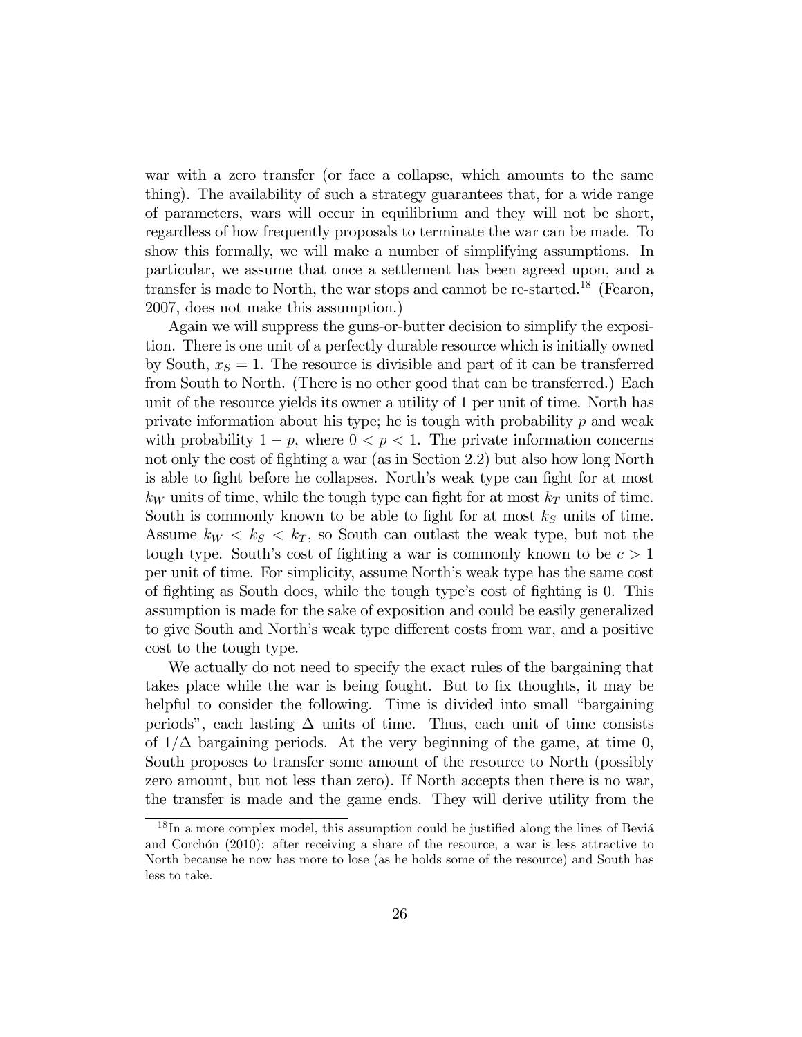war with a zero transfer (or face a collapse, which amounts to the same thing). The availability of such a strategy guarantees that, for a wide range of parameters, wars will occur in equilibrium and they will not be short, regardless of how frequently proposals to terminate the war can be made. To show this formally, we will make a number of simplifying assumptions. In particular, we assume that once a settlement has been agreed upon, and a transfer is made to North, the war stops and cannot be re-started.[18] (Fearon, 2007, does not make this assumption.)

Again we will suppress the guns-or-butter decision to simplify the exposition. There is one unit of a perfectly durable resource which is initially owned by South, $x_S = 1$. The resource is divisible and part of it can be transferred from South to North. (There is no other good that can be transferred.) Each unit of the resource yields its owner a utility of 1 per unit of time. North has private information about his type; he is tough with probability $p$ and weak with probability $1 - p$, where $0 < p < 1$. The private information concerns not only the cost of fighting a war (as in Section 2.2) but also how long North is able to fight before he collapses. North's weak type can fight for at most $k_W$ units of time, while the tough type can fight for at most $k_T$ units of time. South is commonly known to be able to fight for at most $k_S$ units of time. Assume $k_W < k_S < k_T$, so South can outlast the weak type, but not the tough type. South's cost of fighting a war is commonly known to be $c > 1$ per unit of time. For simplicity, assume North's weak type has the same cost of fighting as South does, while the tough type's cost of fighting is 0. This assumption is made for the sake of exposition and could be easily generalized to give South and North's weak type different costs from war, and a positive cost to the tough type.

We actually do not need to specify the exact rules of the bargaining that takes place while the war is being fought. But to fix thoughts, it may be helpful to consider the following. Time is divided into small "bargaining periods", each lasting $\Delta$ units of time. Thus, each unit of time consists of $1/\Delta$ bargaining periods. At the very beginning of the game, at time 0, South proposes to transfer some amount of the resource to North (possibly zero amount, but not less than zero). If North accepts then there is no war, the transfer is made and the game ends. They will derive utility from the

[18] In a more complex model, this assumption could be justified along the lines of Beviá and Corchón (2010): after receiving a share of the resource, a war is less attractive to North because he now has more to lose (as he holds some of the resource) and South has less to take.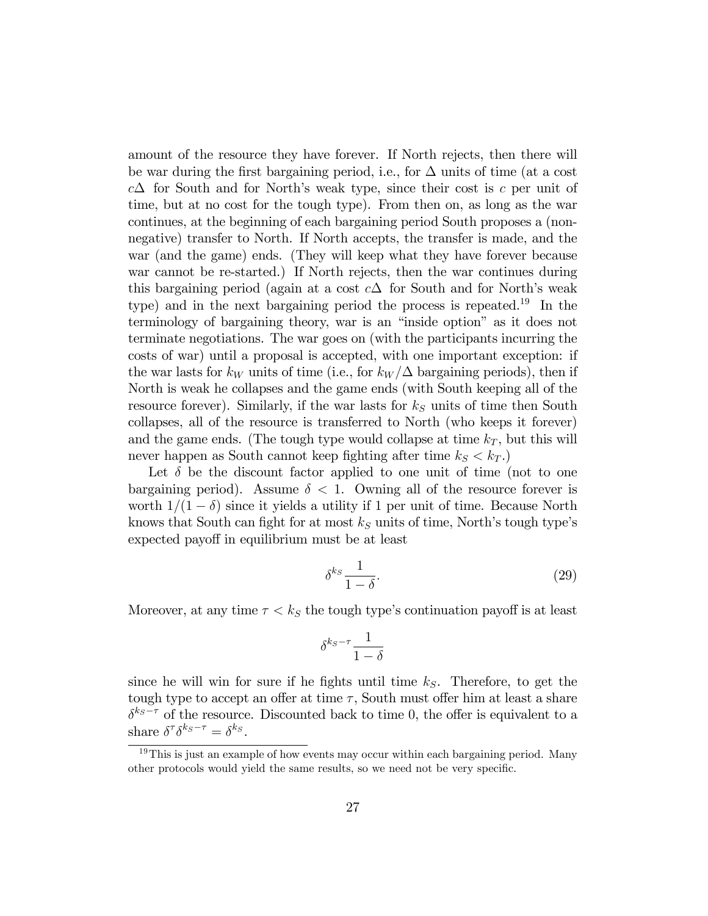amount of the resource they have forever. If North rejects, then there will be war during the first bargaining period, i.e., for $\Delta$ units of time (at a cost $c\Delta$ for South and for North's weak type, since their cost is $c$ per unit of time, but at no cost for the tough type). From then on, as long as the war continues, at the beginning of each bargaining period South proposes a (non-negative) transfer to North. If North accepts, the transfer is made, and the war (and the game) ends. (They will keep what they have forever because war cannot be re-started.) If North rejects, then the war continues during this bargaining period (again at a cost $c\Delta$ for South and for North's weak type) and in the next bargaining period the process is repeated.[19] In the terminology of bargaining theory, war is an "inside option" as it does not terminate negotiations. The war goes on (with the participants incurring the costs of war) until a proposal is accepted, with one important exception: if the war lasts for $k_W$ units of time (i.e., for $k_W/\Delta$ bargaining periods), then if North is weak he collapses and the game ends (with South keeping all of the resource forever). Similarly, if the war lasts for $k_S$ units of time then South collapses, all of the resource is transferred to North (who keeps it forever) and the game ends. (The tough type would collapse at time $k_T$, but this will never happen as South cannot keep fighting after time $k_S < k_T$.)

Let $\delta$ be the discount factor applied to one unit of time (not to one bargaining period). Assume $\delta < 1$. Owning all of the resource forever is worth $1/(1-\delta)$ since it yields a utility if 1 per unit of time. Because North knows that South can fight for at most $k_S$ units of time, North's tough type's expected payoff in equilibrium must be at least

$$\delta^{k_S} \frac{1}{1-\delta}. \tag{29}$$

Moreover, at any time $\tau < k_S$ the tough type's continuation payoff is at least

$$\delta^{k_S - \tau} \frac{1}{1-\delta}$$

since he will win for sure if he fights until time $k_S$. Therefore, to get the tough type to accept an offer at time $\tau$, South must offer him at least a share $\delta^{k_S-\tau}$ of the resource. Discounted back to time 0, the offer is equivalent to a share $\delta^{\tau}\delta^{k_S-\tau} = \delta^{k_S}$.

[19] This is just an example of how events may occur within each bargaining period. Many other protocols would yield the same results, so we need not be very specific.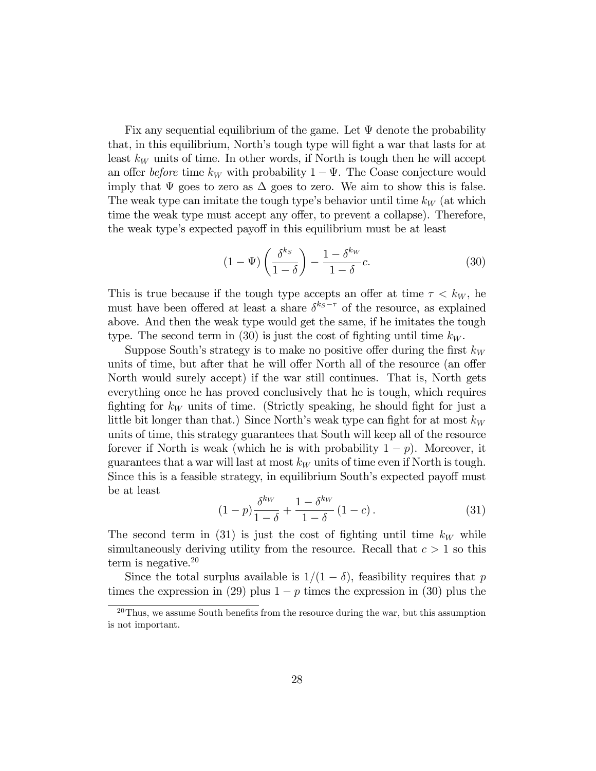Fix any sequential equilibrium of the game. Let $\Psi$ denote the probability that, in this equilibrium, North's tough type will fight a war that lasts for at least $k_W$ units of time. In other words, if North is tough then he will accept an offer *before* time $k_W$ with probability $1 - \Psi$. The Coase conjecture would imply that $\Psi$ goes to zero as $\Delta$ goes to zero. We aim to show this is false. The weak type can imitate the tough type's behavior until time $k_W$ (at which time the weak type must accept any offer, to prevent a collapse). Therefore, the weak type's expected payoff in this equilibrium must be at least

$$(1 - \Psi) \left( \frac{\delta^{k_S}}{1 - \delta} \right) - \frac{1 - \delta^{k_W}}{1 - \delta} c. \tag{30}$$

This is true because if the tough type accepts an offer at time $\tau < k_W$, he must have been offered at least a share $\delta^{k_S - \tau}$ of the resource, as explained above. And then the weak type would get the same, if he imitates the tough type. The second term in (30) is just the cost of fighting until time $k_W$.

Suppose South's strategy is to make no positive offer during the first $k_W$ units of time, but after that he will offer North all of the resource (an offer North would surely accept) if the war still continues. That is, North gets everything once he has proved conclusively that he is tough, which requires fighting for $k_W$ units of time. (Strictly speaking, he should fight for just a little bit longer than that.) Since North's weak type can fight for at most $k_W$ units of time, this strategy guarantees that South will keep all of the resource forever if North is weak (which he is with probability $1 - p$). Moreover, it guarantees that a war will last at most $k_W$ units of time even if North is tough. Since this is a feasible strategy, in equilibrium South's expected payoff must be at least

$$(1 - p) \frac{\delta^{k_W}}{1 - \delta} + \frac{1 - \delta^{k_W}}{1 - \delta} (1 - c). \tag{31}$$

The second term in (31) is just the cost of fighting until time $k_W$ while simultaneously deriving utility from the resource. Recall that $c > 1$ so this term is negative.[20]

Since the total surplus available is $1/(1 - \delta)$, feasibility requires that $p$ times the expression in (29) plus $1 - p$ times the expression in (30) plus the

[20] Thus, we assume South benefits from the resource during the war, but this assumption is not important.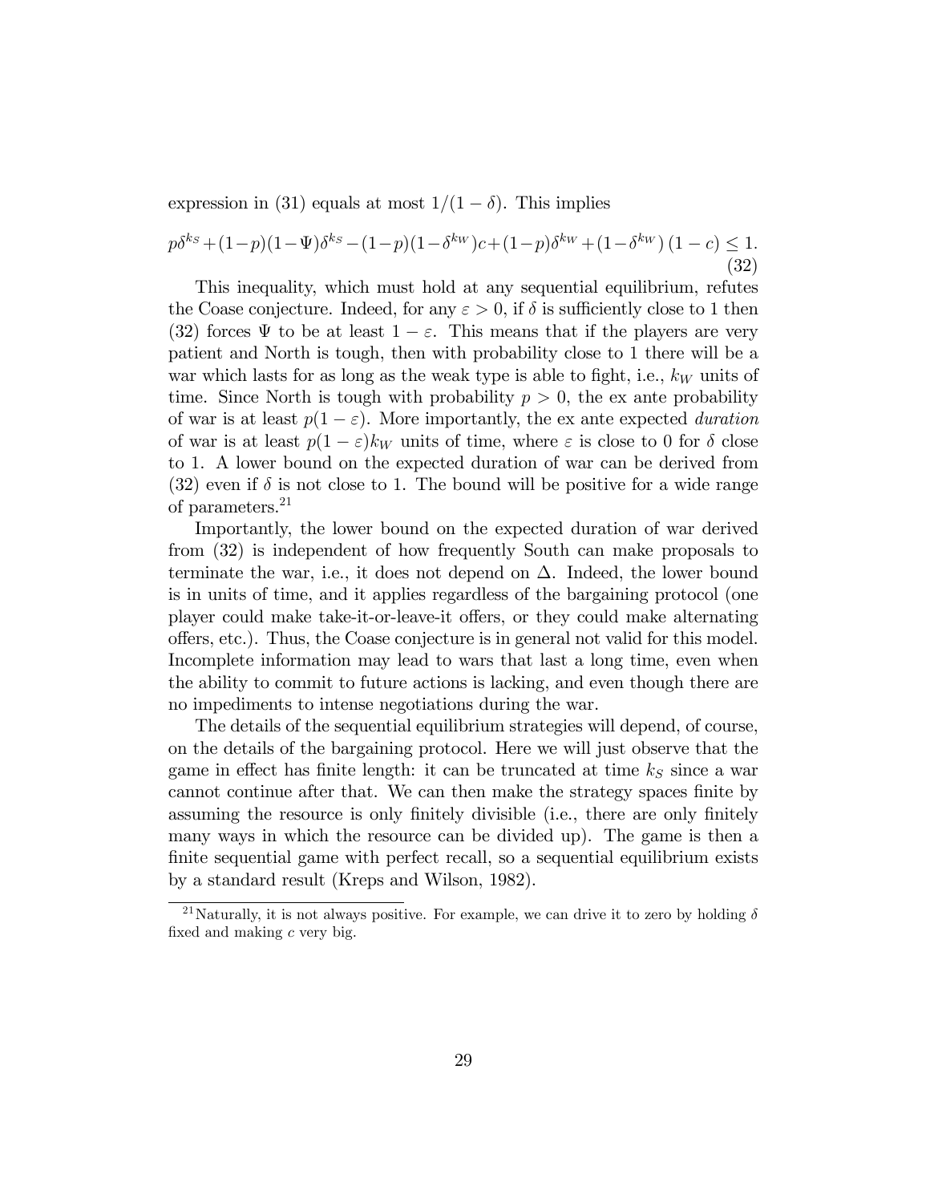expression in (31) equals at most $1/(1-\delta)$. This implies

$$p\delta^{k_S}+(1-p)(1-\Psi)\delta^{k_S}-(1-p)(1-\delta^{k_W})c+(1-p)\delta^{k_W}+\left(1-\delta^{k_W}\right)(1-c)\leq 1. \tag{32}$$

This inequality, which must hold at any sequential equilibrium, refutes the Coase conjecture. Indeed, for any $\varepsilon>0$, if $\delta$ is sufficiently close to 1 then (32) forces $\Psi$ to be at least $1-\varepsilon$. This means that if the players are very patient and North is tough, then with probability close to 1 there will be a war which lasts for as long as the weak type is able to fight, i.e., $k_W$ units of time. Since North is tough with probability $p>0$, the ex ante probability of war is at least $p(1-\varepsilon)$. More importantly, the ex ante expected *duration* of war is at least $p(1-\varepsilon)k_W$ units of time, where $\varepsilon$ is close to 0 for $\delta$ close to 1. A lower bound on the expected duration of war can be derived from (32) even if $\delta$ is not close to 1. The bound will be positive for a wide range of parameters.[21]

Importantly, the lower bound on the expected duration of war derived from (32) is independent of how frequently South can make proposals to terminate the war, i.e., it does not depend on $\Delta$. Indeed, the lower bound is in units of time, and it applies regardless of the bargaining protocol (one player could make take-it-or-leave-it offers, or they could make alternating offers, etc.). Thus, the Coase conjecture is in general not valid for this model. Incomplete information may lead to wars that last a long time, even when the ability to commit to future actions is lacking, and even though there are no impediments to intense negotiations during the war.

The details of the sequential equilibrium strategies will depend, of course, on the details of the bargaining protocol. Here we will just observe that the game in effect has finite length: it can be truncated at time $k_S$ since a war cannot continue after that. We can then make the strategy spaces finite by assuming the resource is only finitely divisible (i.e., there are only finitely many ways in which the resource can be divided up). The game is then a finite sequential game with perfect recall, so a sequential equilibrium exists by a standard result (Kreps and Wilson, 1982).

[21] Naturally, it is not always positive. For example, we can drive it to zero by holding $\delta$ fixed and making $c$ very big.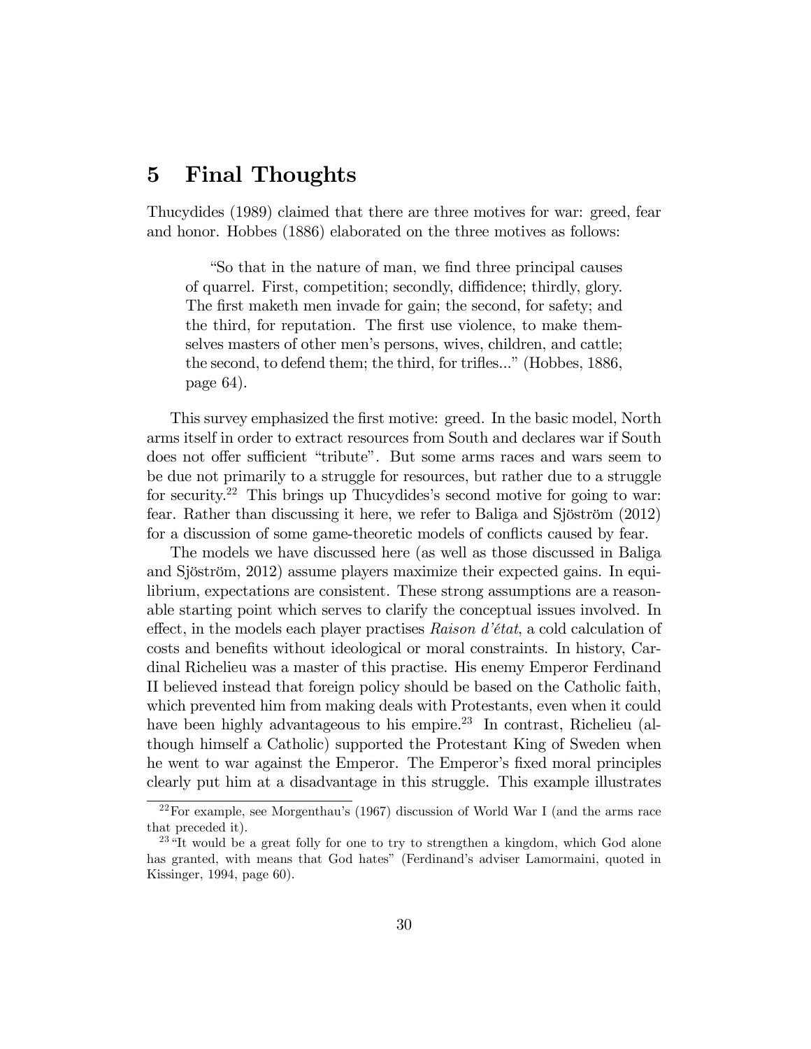## 5 Final Thoughts

Thucydides (1989) claimed that there are three motives for war: greed, fear and honor. Hobbes (1886) elaborated on the three motives as follows:

> "So that in the nature of man, we find three principal causes of quarrel. First, competition; secondly, diffidence; thirdly, glory. The first maketh men invade for gain; the second, for safety; and the third, for reputation. The first use violence, to make themselves masters of other men's persons, wives, children, and cattle; the second, to defend them; the third, for trifles..." (Hobbes, 1886, page 64).

This survey emphasized the first motive: greed. In the basic model, North arms itself in order to extract resources from South and declares war if South does not offer sufficient "tribute". But some arms races and wars seem to be due not primarily to a struggle for resources, but rather due to a struggle for security.[22] This brings up Thucydides's second motive for going to war: fear. Rather than discussing it here, we refer to Baliga and Sjöström (2012) for a discussion of some game-theoretic models of conflicts caused by fear.

The models we have discussed here (as well as those discussed in Baliga and Sjöström, 2012) assume players maximize their expected gains. In equilibrium, expectations are consistent. These strong assumptions are a reasonable starting point which serves to clarify the conceptual issues involved. In effect, in the models each player practises *Raison d'état*, a cold calculation of costs and benefits without ideological or moral constraints. In history, Cardinal Richelieu was a master of this practise. His enemy Emperor Ferdinand II believed instead that foreign policy should be based on the Catholic faith, which prevented him from making deals with Protestants, even when it could have been highly advantageous to his empire.[23] In contrast, Richelieu (although himself a Catholic) supported the Protestant King of Sweden when he went to war against the Emperor. The Emperor's fixed moral principles clearly put him at a disadvantage in this struggle. This example illustrates

---

[22] For example, see Morgenthau's (1967) discussion of World War I (and the arms race that preceded it).

[23] "It would be a great folly for one to try to strengthen a kingdom, which God alone has granted, with means that God hates" (Ferdinand's adviser Lamormaini, quoted in Kissinger, 1994, page 60).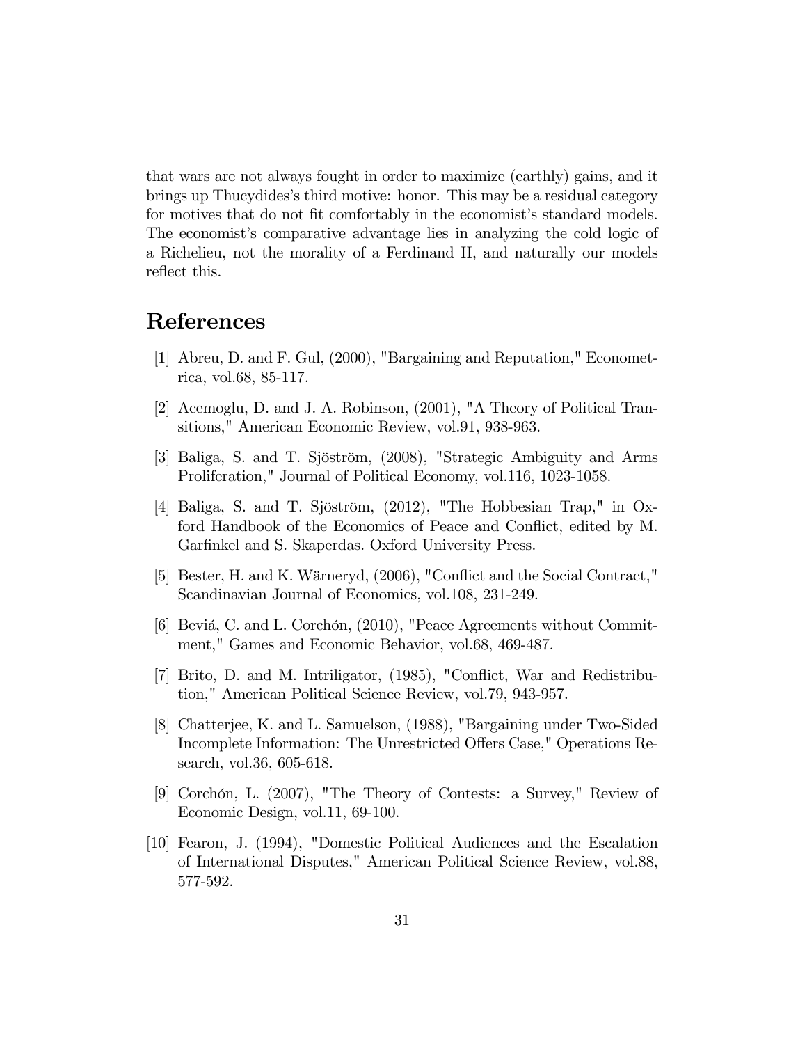that wars are not always fought in order to maximize (earthly) gains, and it brings up Thucydides's third motive: honor. This may be a residual category for motives that do not fit comfortably in the economist's standard models. The economist's comparative advantage lies in analyzing the cold logic of a Richelieu, not the morality of a Ferdinand II, and naturally our models reflect this.

## References

[1] Abreu, D. and F. Gul, (2000), "Bargaining and Reputation," Econometrica, vol.68, 85-117.

[2] Acemoglu, D. and J. A. Robinson, (2001), "A Theory of Political Transitions," American Economic Review, vol.91, 938-963.

[3] Baliga, S. and T. Sjöström, (2008), "Strategic Ambiguity and Arms Proliferation," Journal of Political Economy, vol.116, 1023-1058.

[4] Baliga, S. and T. Sjöström, (2012), "The Hobbesian Trap," in Oxford Handbook of the Economics of Peace and Conflict, edited by M. Garfinkel and S. Skaperdas. Oxford University Press.

[5] Bester, H. and K. Wärneryd, (2006), "Conflict and the Social Contract," Scandinavian Journal of Economics, vol.108, 231-249.

[6] Beviá, C. and L. Corchón, (2010), "Peace Agreements without Commitment," Games and Economic Behavior, vol.68, 469-487.

[7] Brito, D. and M. Intriligator, (1985), "Conflict, War and Redistribution," American Political Science Review, vol.79, 943-957.

[8] Chatterjee, K. and L. Samuelson, (1988), "Bargaining under Two-Sided Incomplete Information: The Unrestricted Offers Case," Operations Research, vol.36, 605-618.

[9] Corchón, L. (2007), "The Theory of Contests: a Survey," Review of Economic Design, vol.11, 69-100.

[10] Fearon, J. (1994), "Domestic Political Audiences and the Escalation of International Disputes," American Political Science Review, vol.88, 577-592.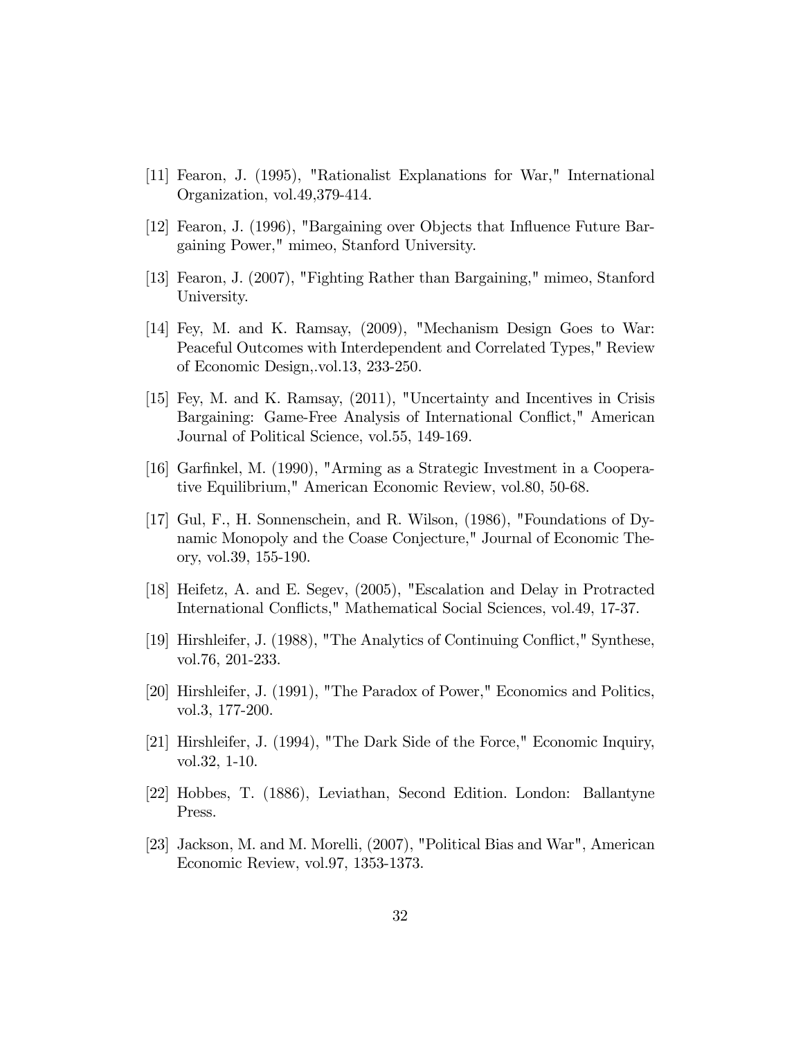[11] Fearon, J. (1995), "Rationalist Explanations for War," International Organization, vol.49,379-414.

[12] Fearon, J. (1996), "Bargaining over Objects that Influence Future Bargaining Power," mimeo, Stanford University.

[13] Fearon, J. (2007), "Fighting Rather than Bargaining," mimeo, Stanford University.

[14] Fey, M. and K. Ramsay, (2009), "Mechanism Design Goes to War: Peaceful Outcomes with Interdependent and Correlated Types," Review of Economic Design,.vol.13, 233-250.

[15] Fey, M. and K. Ramsay, (2011), "Uncertainty and Incentives in Crisis Bargaining: Game-Free Analysis of International Conflict," American Journal of Political Science, vol.55, 149-169.

[16] Garfinkel, M. (1990), "Arming as a Strategic Investment in a Cooperative Equilibrium," American Economic Review, vol.80, 50-68.

[17] Gul, F., H. Sonnenschein, and R. Wilson, (1986), "Foundations of Dynamic Monopoly and the Coase Conjecture," Journal of Economic Theory, vol.39, 155-190.

[18] Heifetz, A. and E. Segev, (2005), "Escalation and Delay in Protracted International Conflicts," Mathematical Social Sciences, vol.49, 17-37.

[19] Hirshleifer, J. (1988), "The Analytics of Continuing Conflict," Synthese, vol.76, 201-233.

[20] Hirshleifer, J. (1991), "The Paradox of Power," Economics and Politics, vol.3, 177-200.

[21] Hirshleifer, J. (1994), "The Dark Side of the Force," Economic Inquiry, vol.32, 1-10.

[22] Hobbes, T. (1886), Leviathan, Second Edition. London: Ballantyne Press.

[23] Jackson, M. and M. Morelli, (2007), "Political Bias and War", American Economic Review, vol.97, 1353-1373.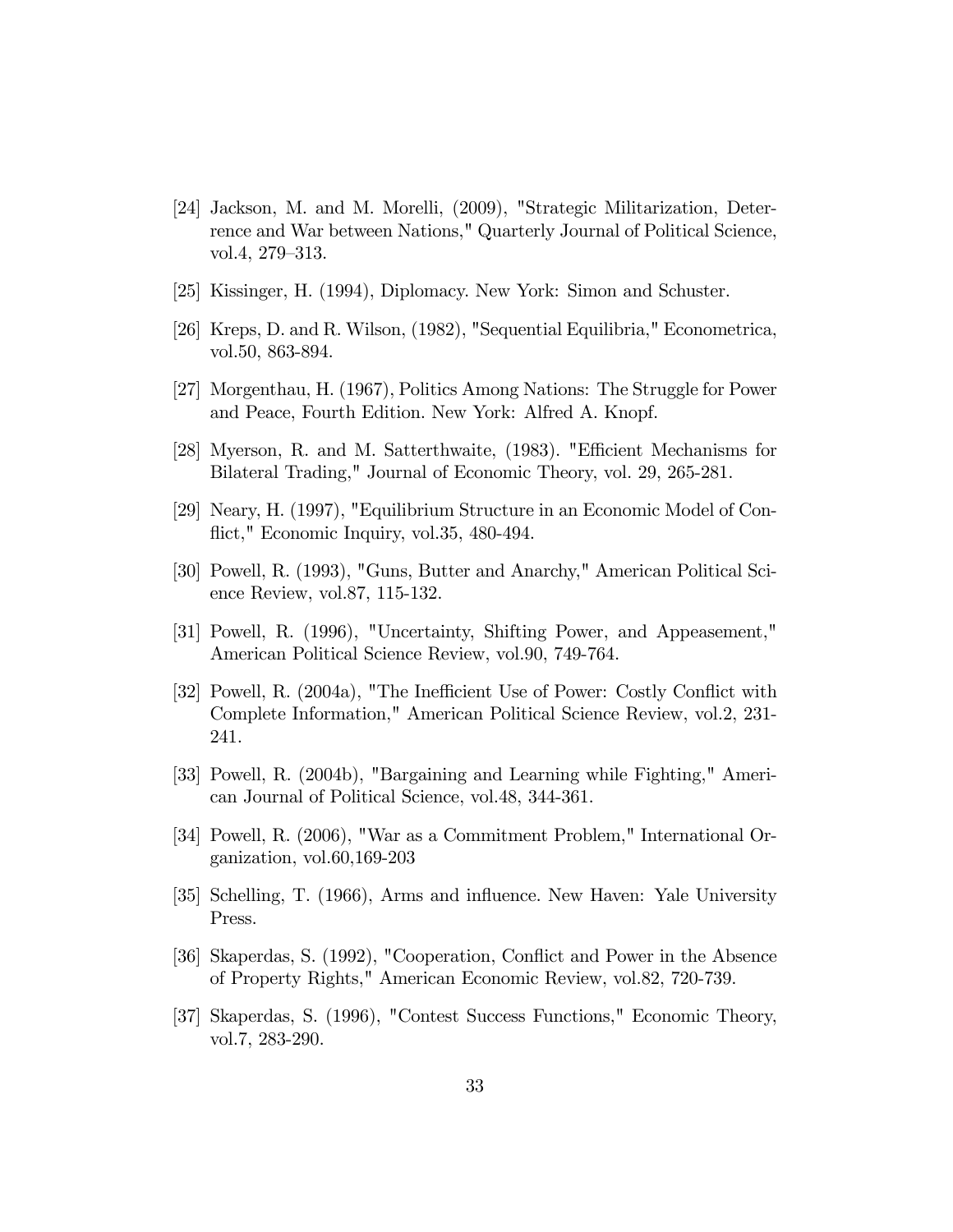[24] Jackson, M. and M. Morelli, (2009), "Strategic Militarization, Deterrence and War between Nations," Quarterly Journal of Political Science, vol.4, 279–313.

[25] Kissinger, H. (1994), Diplomacy. New York: Simon and Schuster.

[26] Kreps, D. and R. Wilson, (1982), "Sequential Equilibria," Econometrica, vol.50, 863-894.

[27] Morgenthau, H. (1967), Politics Among Nations: The Struggle for Power and Peace, Fourth Edition. New York: Alfred A. Knopf.

[28] Myerson, R. and M. Satterthwaite, (1983). "Efficient Mechanisms for Bilateral Trading," Journal of Economic Theory, vol. 29, 265-281.

[29] Neary, H. (1997), "Equilibrium Structure in an Economic Model of Conflict," Economic Inquiry, vol.35, 480-494.

[30] Powell, R. (1993), "Guns, Butter and Anarchy," American Political Science Review, vol.87, 115-132.

[31] Powell, R. (1996), "Uncertainty, Shifting Power, and Appeasement," American Political Science Review, vol.90, 749-764.

[32] Powell, R. (2004a), "The Inefficient Use of Power: Costly Conflict with Complete Information," American Political Science Review, vol.2, 231-241.

[33] Powell, R. (2004b), "Bargaining and Learning while Fighting," American Journal of Political Science, vol.48, 344-361.

[34] Powell, R. (2006), "War as a Commitment Problem," International Organization, vol.60,169-203

[35] Schelling, T. (1966), Arms and influence. New Haven: Yale University Press.

[36] Skaperdas, S. (1992), "Cooperation, Conflict and Power in the Absence of Property Rights," American Economic Review, vol.82, 720-739.

[37] Skaperdas, S. (1996), "Contest Success Functions," Economic Theory, vol.7, 283-290.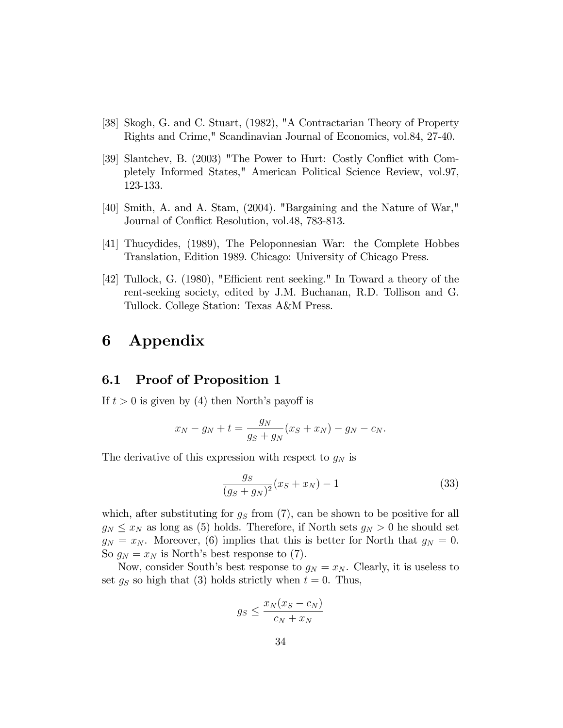[38] Skogh, G. and C. Stuart, (1982), "A Contractarian Theory of Property Rights and Crime," Scandinavian Journal of Economics, vol.84, 27-40.

[39] Slantchev, B. (2003) "The Power to Hurt: Costly Conflict with Completely Informed States," American Political Science Review, vol.97, 123-133.

[40] Smith, A. and A. Stam, (2004). "Bargaining and the Nature of War," Journal of Conflict Resolution, vol.48, 783-813.

[41] Thucydides, (1989), The Peloponnesian War: the Complete Hobbes Translation, Edition 1989. Chicago: University of Chicago Press.

[42] Tullock, G. (1980), "Efficient rent seeking." In Toward a theory of the rent-seeking society, edited by J.M. Buchanan, R.D. Tollison and G. Tullock. College Station: Texas A&M Press.

# 6 Appendix

## 6.1 Proof of Proposition 1

If $t > 0$ is given by (4) then North's payoff is

$$x_N - g_N + t = \frac{g_N}{g_S + g_N}(x_S + x_N) - g_N - c_N.$$

The derivative of this expression with respect to $g_N$ is

$$\frac{g_S}{(g_S + g_N)^2}(x_S + x_N) - 1 \tag{33}$$

which, after substituting for $g_S$ from (7), can be shown to be positive for all $g_N \leq x_N$ as long as (5) holds. Therefore, if North sets $g_N > 0$ he should set $g_N = x_N$. Moreover, (6) implies that this is better for North that $g_N = 0$. So $g_N = x_N$ is North's best response to (7).

Now, consider South's best response to $g_N = x_N$. Clearly, it is useless to set $g_S$ so high that (3) holds strictly when $t = 0$. Thus,

$$g_S \leq \frac{x_N(x_S - c_N)}{c_N + x_N}$$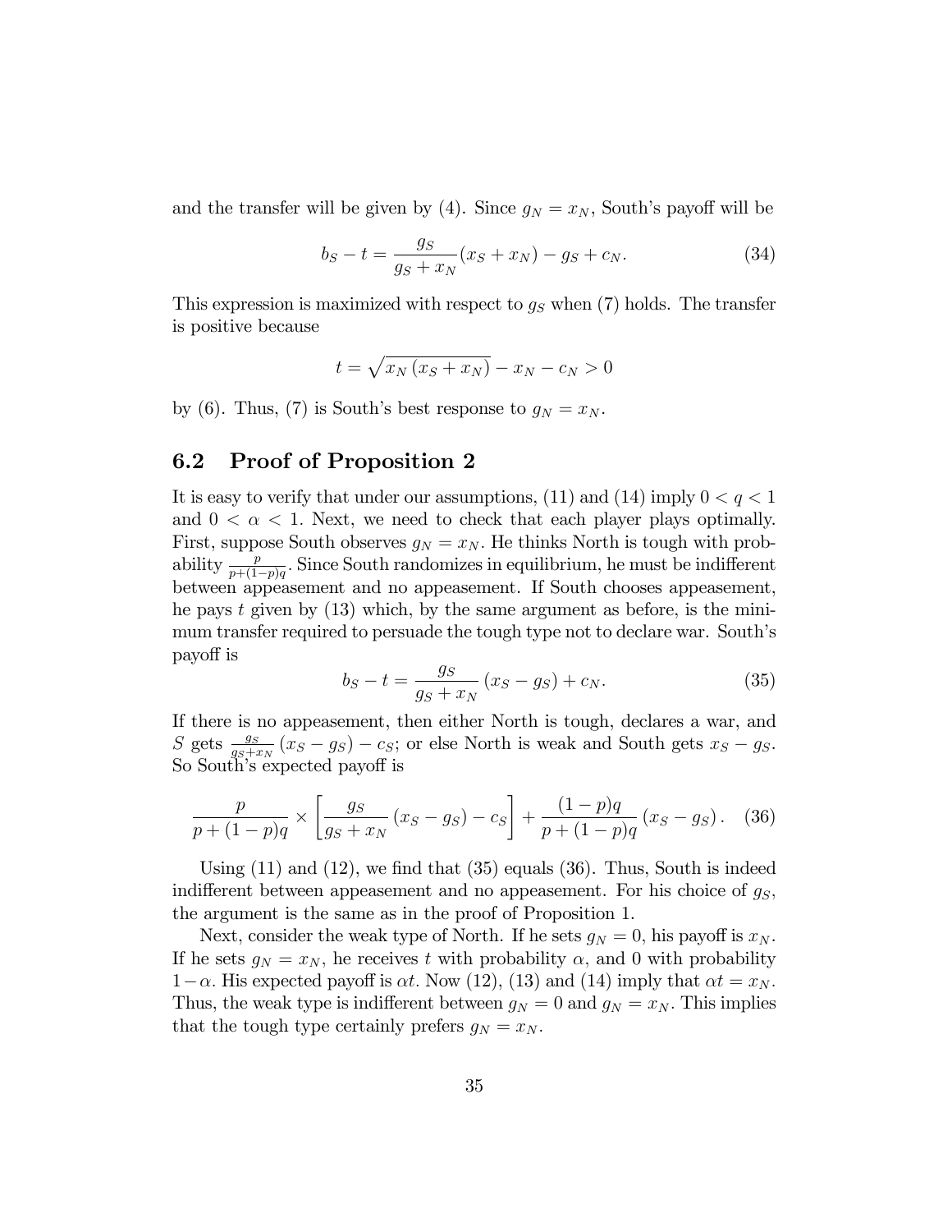and the transfer will be given by (4). Since $g_N = x_N$, South's payoff will be

$$b_S - t = \frac{g_S}{g_S + x_N}(x_S + x_N) - g_S + c_N. \tag{34}$$

This expression is maximized with respect to $g_S$ when (7) holds. The transfer is positive because

$$t = \sqrt{x_N (x_S + x_N)} - x_N - c_N > 0$$

by (6). Thus, (7) is South's best response to $g_N = x_N$.

## 6.2 Proof of Proposition 2

It is easy to verify that under our assumptions, (11) and (14) imply $0 < q < 1$ and $0 < \alpha < 1$. Next, we need to check that each player plays optimally. First, suppose South observes $g_N = x_N$. He thinks North is tough with probability $\frac{p}{p+(1-p)q}$. Since South randomizes in equilibrium, he must be indifferent between appeasement and no appeasement. If South chooses appeasement, he pays $t$ given by (13) which, by the same argument as before, is the minimum transfer required to persuade the tough type not to declare war. South's payoff is

$$b_S - t = \frac{g_S}{g_S + x_N}(x_S - g_S) + c_N. \tag{35}$$

If there is no appeasement, then either North is tough, declares a war, and $S$ gets $\frac{g_S}{g_S+x_N}(x_S - g_S) - c_S$; or else North is weak and South gets $x_S - g_S$. So South's expected payoff is

$$\frac{p}{p+(1-p)q} \times \left[\frac{g_S}{g_S + x_N}(x_S - g_S) - c_S\right] + \frac{(1-p)q}{p+(1-p)q}(x_S - g_S). \tag{36}$$

Using (11) and (12), we find that (35) equals (36). Thus, South is indeed indifferent between appeasement and no appeasement. For his choice of $g_S$, the argument is the same as in the proof of Proposition 1.

Next, consider the weak type of North. If he sets $g_N = 0$, his payoff is $x_N$. If he sets $g_N = x_N$, he receives $t$ with probability $\alpha$, and 0 with probability $1-\alpha$. His expected payoff is $\alpha t$. Now (12), (13) and (14) imply that $\alpha t = x_N$. Thus, the weak type is indifferent between $g_N = 0$ and $g_N = x_N$. This implies that the tough type certainly prefers $g_N = x_N$.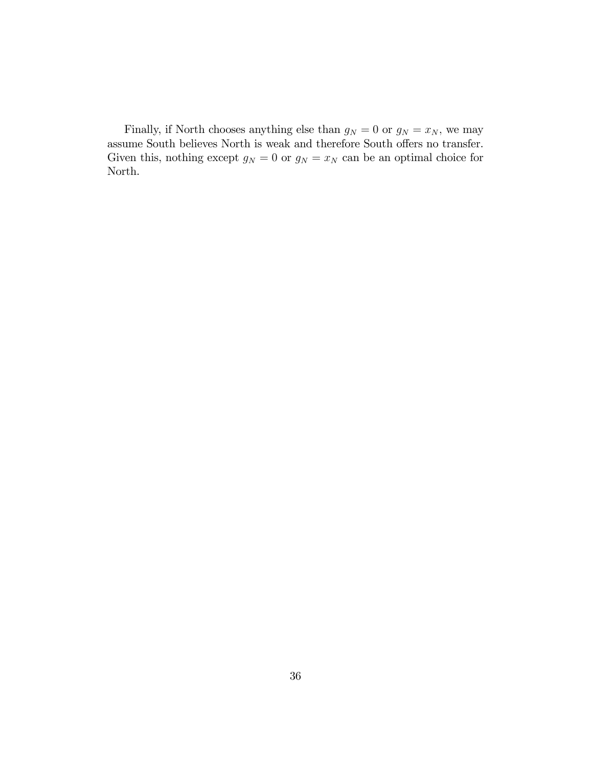Finally, if North chooses anything else than $g_N = 0$ or $g_N = x_N$, we may assume South believes North is weak and therefore South offers no transfer. Given this, nothing except $g_N = 0$ or $g_N = x_N$ can be an optimal choice for North.